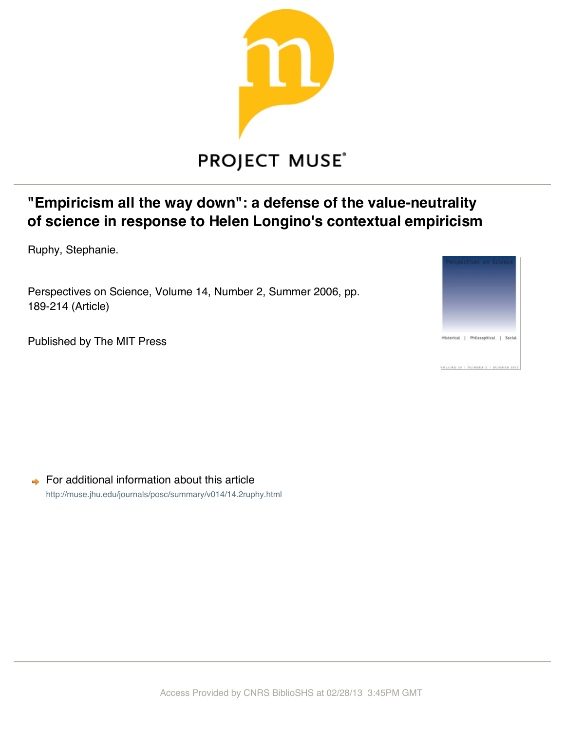# "Empiricism all the way down": a defense of the value-neutrality of science in response to Helen Longino's contextual empiricism

Ruphy, Stephanie.

Perspectives on Science, Volume 14, Number 2, Summer 2006, pp. 189-214 (Article)

Published by The MIT Press

For additional information about this article

http://muse.jhu.edu/journals/posc/summary/v014/14.2ruphy.html

Access Provided by CNRS BiblioSHS at 02/28/13 3:45PM GMT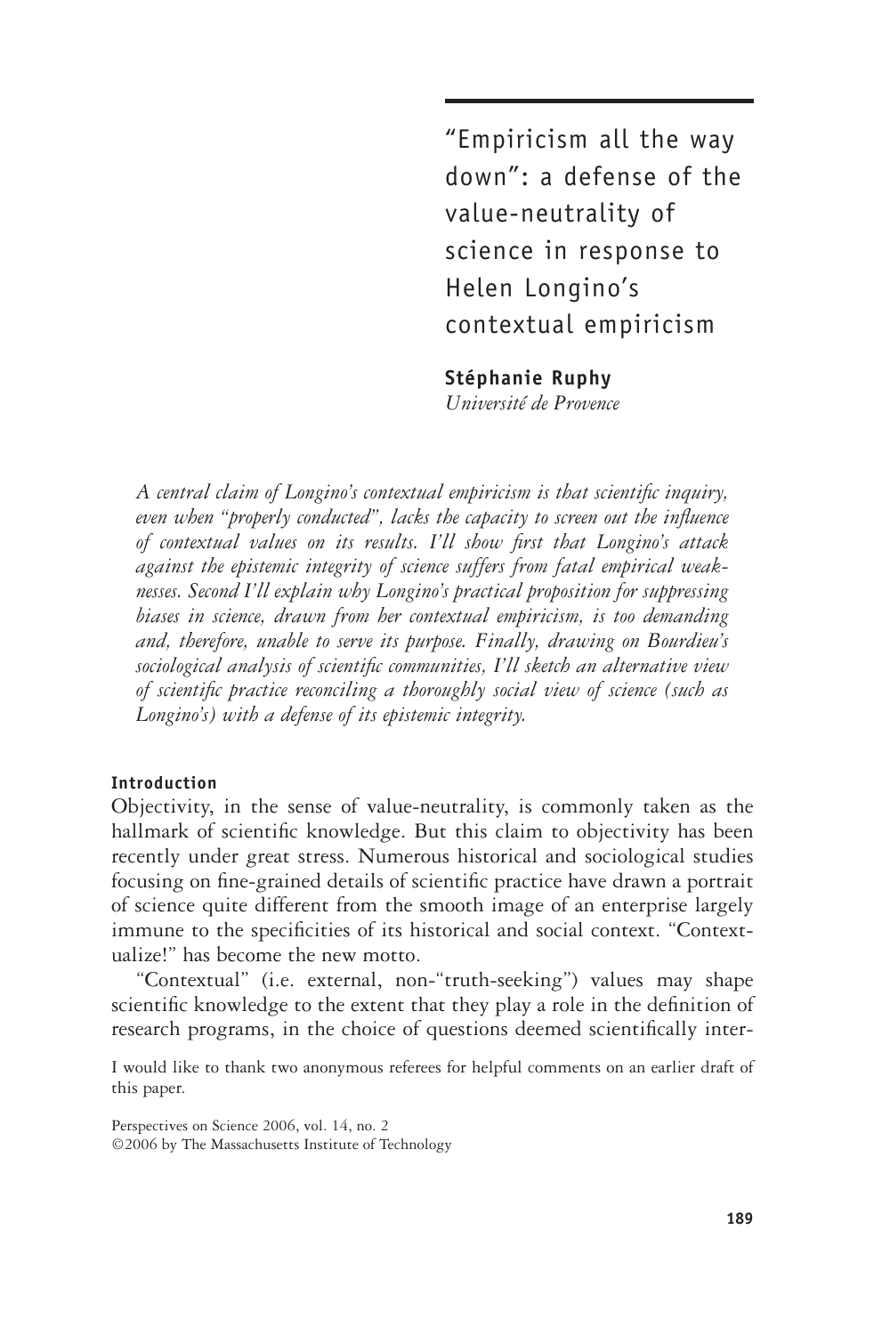# "Empiricism all the way down": a defense of the value-neutrality of science in response to Helen Longino's contextual empiricism

**Stéphanie Ruphy**
*Université de Provence*

*A central claim of Longino's contextual empiricism is that scientific inquiry, even when "properly conducted", lacks the capacity to screen out the influence of contextual values on its results. I'll show first that Longino's attack against the epistemic integrity of science suffers from fatal empirical weaknesses. Second I'll explain why Longino's practical proposition for suppressing biases in science, drawn from her contextual empiricism, is too demanding and, therefore, unable to serve its purpose. Finally, drawing on Bourdieu's sociological analysis of scientific communities, I'll sketch an alternative view of scientific practice reconciling a thoroughly social view of science (such as Longino's) with a defense of its epistemic integrity.*

**Introduction**

Objectivity, in the sense of value-neutrality, is commonly taken as the hallmark of scientific knowledge. But this claim to objectivity has been recently under great stress. Numerous historical and sociological studies focusing on fine-grained details of scientific practice have drawn a portrait of science quite different from the smooth image of an enterprise largely immune to the specificities of its historical and social context. "Contextualize!" has become the new motto.

"Contextual" (i.e. external, non-"truth-seeking") values may shape scientific knowledge to the extent that they play a role in the definition of research programs, in the choice of questions deemed scientifically inter-

I would like to thank two anonymous referees for helpful comments on an earlier draft of this paper.

Perspectives on Science 2006, vol. 14, no. 2
©2006 by The Massachusetts Institute of Technology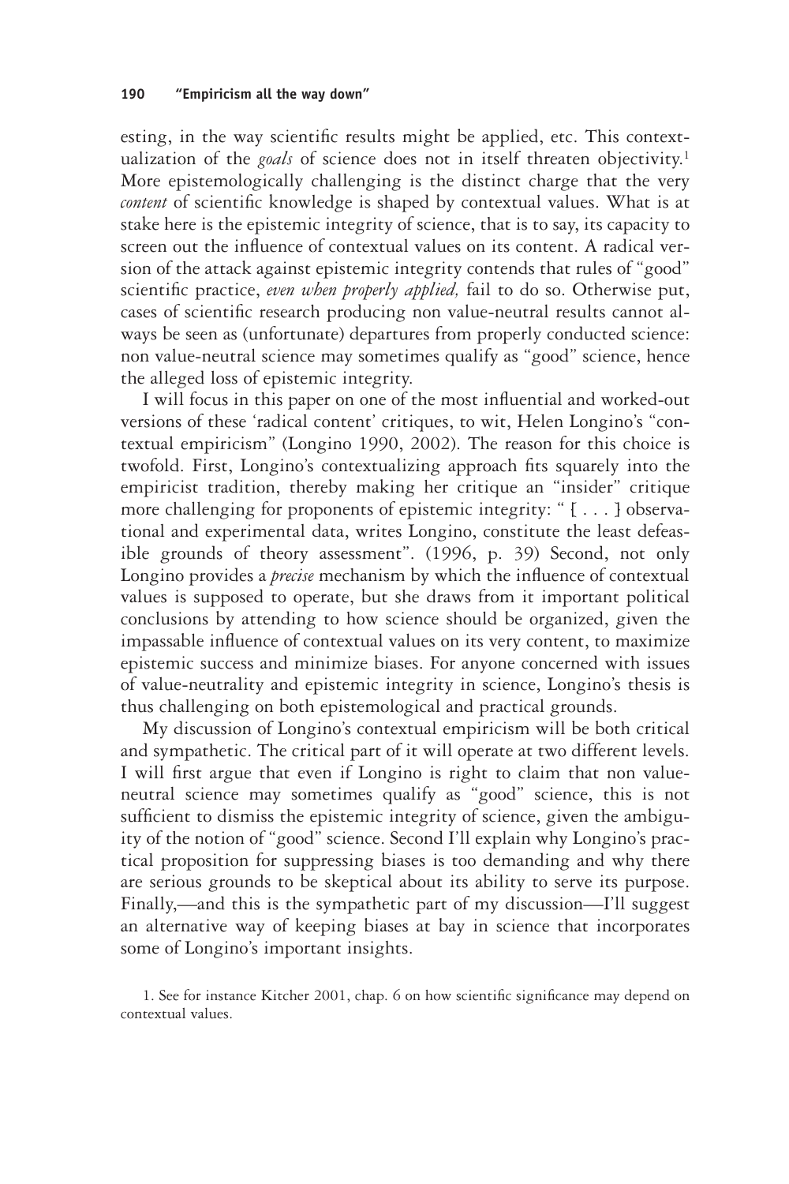esting, in the way scientific results might be applied, etc. This contextualization of the *goals* of science does not in itself threaten objectivity.[1] More epistemologically challenging is the distinct charge that the very *content* of scientific knowledge is shaped by contextual values. What is at stake here is the epistemic integrity of science, that is to say, its capacity to screen out the influence of contextual values on its content. A radical version of the attack against epistemic integrity contends that rules of "good" scientific practice, *even when properly applied,* fail to do so. Otherwise put, cases of scientific research producing non value-neutral results cannot always be seen as (unfortunate) departures from properly conducted science: non value-neutral science may sometimes qualify as "good" science, hence the alleged loss of epistemic integrity.

I will focus in this paper on one of the most influential and worked-out versions of these 'radical content' critiques, to wit, Helen Longino's "contextual empiricism" (Longino 1990, 2002). The reason for this choice is twofold. First, Longino's contextualizing approach fits squarely into the empiricist tradition, thereby making her critique an "insider" critique more challenging for proponents of epistemic integrity: " [ . . . ] observational and experimental data, writes Longino, constitute the least defeasible grounds of theory assessment". (1996, p. 39) Second, not only Longino provides a *precise* mechanism by which the influence of contextual values is supposed to operate, but she draws from it important political conclusions by attending to how science should be organized, given the impassable influence of contextual values on its very content, to maximize epistemic success and minimize biases. For anyone concerned with issues of value-neutrality and epistemic integrity in science, Longino's thesis is thus challenging on both epistemological and practical grounds.

My discussion of Longino's contextual empiricism will be both critical and sympathetic. The critical part of it will operate at two different levels. I will first argue that even if Longino is right to claim that non value-neutral science may sometimes qualify as "good" science, this is not sufficient to dismiss the epistemic integrity of science, given the ambiguity of the notion of "good" science. Second I'll explain why Longino's practical proposition for suppressing biases is too demanding and why there are serious grounds to be skeptical about its ability to serve its purpose. Finally,—and this is the sympathetic part of my discussion—I'll suggest an alternative way of keeping biases at bay in science that incorporates some of Longino's important insights.

1. See for instance Kitcher 2001, chap. 6 on how scientific significance may depend on contextual values.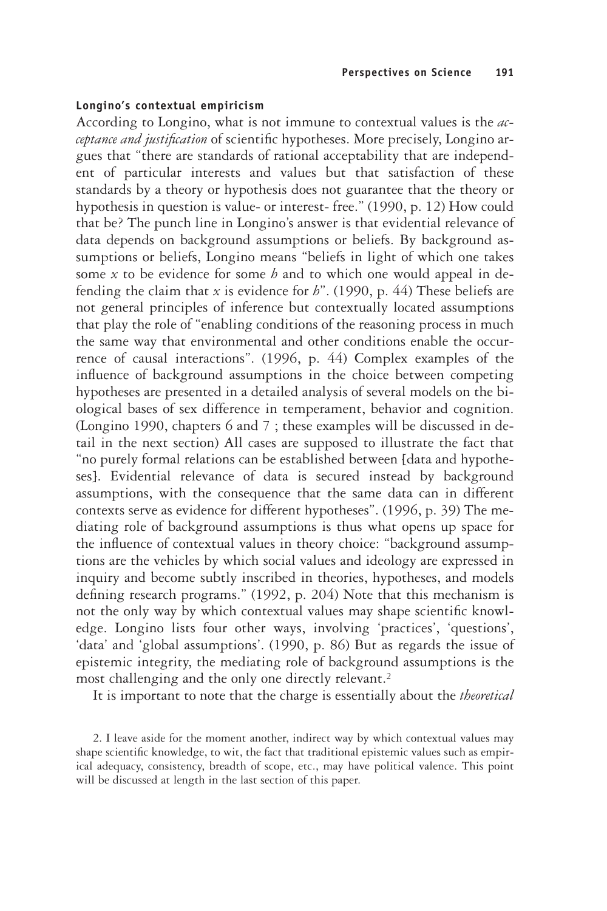#### Longino's contextual empiricism

According to Longino, what is not immune to contextual values is the *acceptance and justification* of scientific hypotheses. More precisely, Longino argues that "there are standards of rational acceptability that are independent of particular interests and values but that satisfaction of these standards by a theory or hypothesis does not guarantee that the theory or hypothesis in question is value- or interest- free." (1990, p. 12) How could that be? The punch line in Longino's answer is that evidential relevance of data depends on background assumptions or beliefs. By background assumptions or beliefs, Longino means "beliefs in light of which one takes some *x* to be evidence for some *h* and to which one would appeal in defending the claim that *x* is evidence for *h*". (1990, p. 44) These beliefs are not general principles of inference but contextually located assumptions that play the role of "enabling conditions of the reasoning process in much the same way that environmental and other conditions enable the occurrence of causal interactions". (1996, p. 44) Complex examples of the influence of background assumptions in the choice between competing hypotheses are presented in a detailed analysis of several models on the biological bases of sex difference in temperament, behavior and cognition. (Longino 1990, chapters 6 and 7 ; these examples will be discussed in detail in the next section) All cases are supposed to illustrate the fact that "no purely formal relations can be established between [data and hypotheses]. Evidential relevance of data is secured instead by background assumptions, with the consequence that the same data can in different contexts serve as evidence for different hypotheses". (1996, p. 39) The mediating role of background assumptions is thus what opens up space for the influence of contextual values in theory choice: "background assumptions are the vehicles by which social values and ideology are expressed in inquiry and become subtly inscribed in theories, hypotheses, and models defining research programs." (1992, p. 204) Note that this mechanism is not the only way by which contextual values may shape scientific knowledge. Longino lists four other ways, involving 'practices', 'questions', 'data' and 'global assumptions'. (1990, p. 86) But as regards the issue of epistemic integrity, the mediating role of background assumptions is the most challenging and the only one directly relevant.[2]

It is important to note that the charge is essentially about the *theoretical*

2. I leave aside for the moment another, indirect way by which contextual values may shape scientific knowledge, to wit, the fact that traditional epistemic values such as empirical adequacy, consistency, breadth of scope, etc., may have political valence. This point will be discussed at length in the last section of this paper.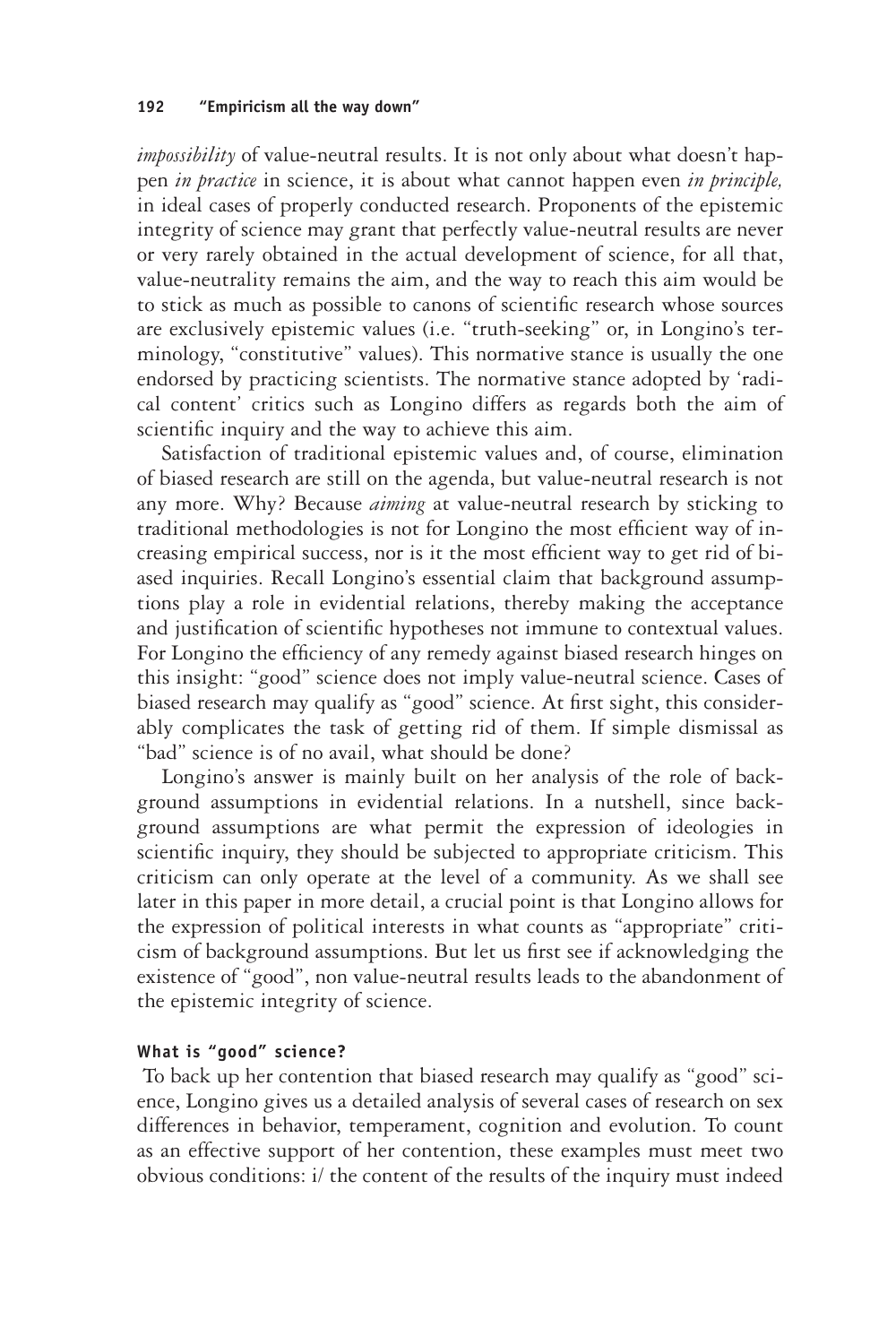*impossibility* of value-neutral results. It is not only about what doesn't happen *in practice* in science, it is about what cannot happen even *in principle,* in ideal cases of properly conducted research. Proponents of the epistemic integrity of science may grant that perfectly value-neutral results are never or very rarely obtained in the actual development of science, for all that, value-neutrality remains the aim, and the way to reach this aim would be to stick as much as possible to canons of scientific research whose sources are exclusively epistemic values (i.e. "truth-seeking" or, in Longino's terminology, "constitutive" values). This normative stance is usually the one endorsed by practicing scientists. The normative stance adopted by 'radical content' critics such as Longino differs as regards both the aim of scientific inquiry and the way to achieve this aim.

Satisfaction of traditional epistemic values and, of course, elimination of biased research are still on the agenda, but value-neutral research is not any more. Why? Because *aiming* at value-neutral research by sticking to traditional methodologies is not for Longino the most efficient way of increasing empirical success, nor is it the most efficient way to get rid of biased inquiries. Recall Longino's essential claim that background assumptions play a role in evidential relations, thereby making the acceptance and justification of scientific hypotheses not immune to contextual values. For Longino the efficiency of any remedy against biased research hinges on this insight: "good" science does not imply value-neutral science. Cases of biased research may qualify as "good" science. At first sight, this considerably complicates the task of getting rid of them. If simple dismissal as "bad" science is of no avail, what should be done?

Longino's answer is mainly built on her analysis of the role of background assumptions in evidential relations. In a nutshell, since background assumptions are what permit the expression of ideologies in scientific inquiry, they should be subjected to appropriate criticism. This criticism can only operate at the level of a community. As we shall see later in this paper in more detail, a crucial point is that Longino allows for the expression of political interests in what counts as "appropriate" criticism of background assumptions. But let us first see if acknowledging the existence of "good", non value-neutral results leads to the abandonment of the epistemic integrity of science.

### What is "good" science?

To back up her contention that biased research may qualify as "good" science, Longino gives us a detailed analysis of several cases of research on sex differences in behavior, temperament, cognition and evolution. To count as an effective support of her contention, these examples must meet two obvious conditions: i/ the content of the results of the inquiry must indeed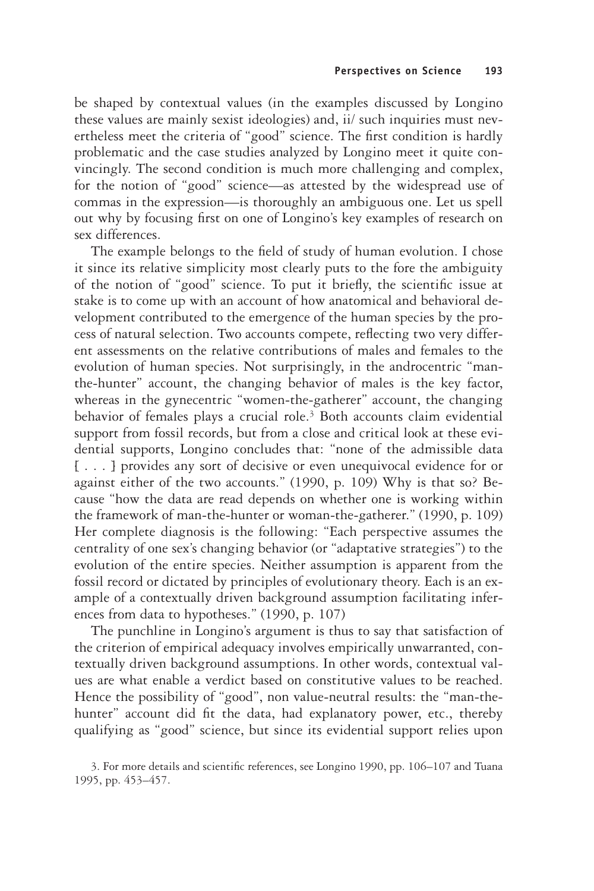be shaped by contextual values (in the examples discussed by Longino these values are mainly sexist ideologies) and, ii/ such inquiries must nevertheless meet the criteria of "good" science. The first condition is hardly problematic and the case studies analyzed by Longino meet it quite convincingly. The second condition is much more challenging and complex, for the notion of "good" science—as attested by the widespread use of commas in the expression—is thoroughly an ambiguous one. Let us spell out why by focusing first on one of Longino's key examples of research on sex differences.

The example belongs to the field of study of human evolution. I chose it since its relative simplicity most clearly puts to the fore the ambiguity of the notion of "good" science. To put it briefly, the scientific issue at stake is to come up with an account of how anatomical and behavioral development contributed to the emergence of the human species by the process of natural selection. Two accounts compete, reflecting two very different assessments on the relative contributions of males and females to the evolution of human species. Not surprisingly, in the androcentric "man-the-hunter" account, the changing behavior of males is the key factor, whereas in the gynecentric "women-the-gatherer" account, the changing behavior of females plays a crucial role.[3] Both accounts claim evidential support from fossil records, but from a close and critical look at these evidential supports, Longino concludes that: "none of the admissible data [ . . . ] provides any sort of decisive or even unequivocal evidence for or against either of the two accounts." (1990, p. 109) Why is that so? Because "how the data are read depends on whether one is working within the framework of man-the-hunter or woman-the-gatherer." (1990, p. 109) Her complete diagnosis is the following: "Each perspective assumes the centrality of one sex's changing behavior (or "adaptative strategies") to the evolution of the entire species. Neither assumption is apparent from the fossil record or dictated by principles of evolutionary theory. Each is an example of a contextually driven background assumption facilitating inferences from data to hypotheses." (1990, p. 107)

The punchline in Longino's argument is thus to say that satisfaction of the criterion of empirical adequacy involves empirically unwarranted, contextually driven background assumptions. In other words, contextual values are what enable a verdict based on constitutive values to be reached. Hence the possibility of "good", non value-neutral results: the "man-the-hunter" account did fit the data, had explanatory power, etc., thereby qualifying as "good" science, but since its evidential support relies upon

3. For more details and scientific references, see Longino 1990, pp. 106–107 and Tuana 1995, pp. 453–457.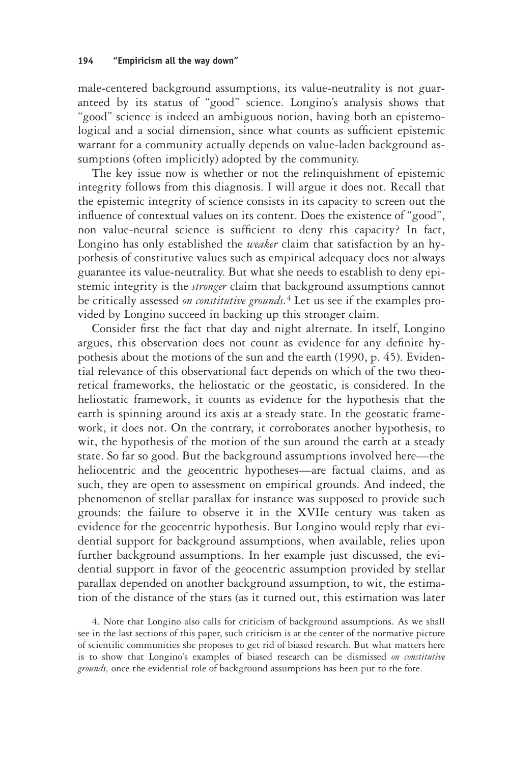male-centered background assumptions, its value-neutrality is not guaranteed by its status of "good" science. Longino's analysis shows that "good" science is indeed an ambiguous notion, having both an epistemological and a social dimension, since what counts as sufficient epistemic warrant for a community actually depends on value-laden background assumptions (often implicitly) adopted by the community.

The key issue now is whether or not the relinquishment of epistemic integrity follows from this diagnosis. I will argue it does not. Recall that the epistemic integrity of science consists in its capacity to screen out the influence of contextual values on its content. Does the existence of "good", non value-neutral science is sufficient to deny this capacity? In fact, Longino has only established the *weaker* claim that satisfaction by an hypothesis of constitutive values such as empirical adequacy does not always guarantee its value-neutrality. But what she needs to establish to deny epistemic integrity is the *stronger* claim that background assumptions cannot be critically assessed *on constitutive grounds.*[4] Let us see if the examples provided by Longino succeed in backing up this stronger claim.

Consider first the fact that day and night alternate. In itself, Longino argues, this observation does not count as evidence for any definite hypothesis about the motions of the sun and the earth (1990, p. 45). Evidential relevance of this observational fact depends on which of the two theoretical frameworks, the heliostatic or the geostatic, is considered. In the heliostatic framework, it counts as evidence for the hypothesis that the earth is spinning around its axis at a steady state. In the geostatic framework, it does not. On the contrary, it corroborates another hypothesis, to wit, the hypothesis of the motion of the sun around the earth at a steady state. So far so good. But the background assumptions involved here—the heliocentric and the geocentric hypotheses—are factual claims, and as such, they are open to assessment on empirical grounds. And indeed, the phenomenon of stellar parallax for instance was supposed to provide such grounds: the failure to observe it in the XVIIe century was taken as evidence for the geocentric hypothesis. But Longino would reply that evidential support for background assumptions, when available, relies upon further background assumptions. In her example just discussed, the evidential support in favor of the geocentric assumption provided by stellar parallax depended on another background assumption, to wit, the estimation of the distance of the stars (as it turned out, this estimation was later

4. Note that Longino also calls for criticism of background assumptions. As we shall see in the last sections of this paper, such criticism is at the center of the normative picture of scientific communities she proposes to get rid of biased research. But what matters here is to show that Longino's examples of biased research can be dismissed *on constitutive grounds,* once the evidential role of background assumptions has been put to the fore.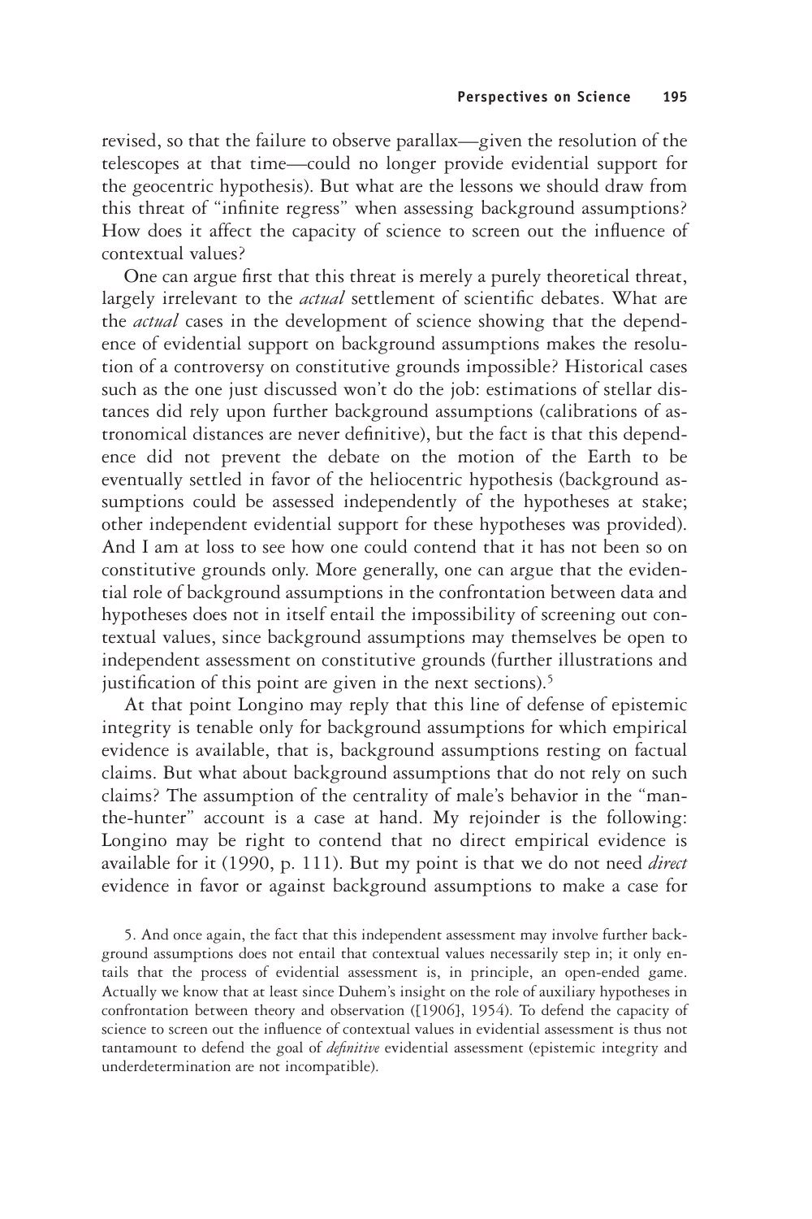revised, so that the failure to observe parallax—given the resolution of the telescopes at that time—could no longer provide evidential support for the geocentric hypothesis). But what are the lessons we should draw from this threat of "infinite regress" when assessing background assumptions? How does it affect the capacity of science to screen out the influence of contextual values?

One can argue first that this threat is merely a purely theoretical threat, largely irrelevant to the *actual* settlement of scientific debates. What are the *actual* cases in the development of science showing that the dependence of evidential support on background assumptions makes the resolution of a controversy on constitutive grounds impossible? Historical cases such as the one just discussed won't do the job: estimations of stellar distances did rely upon further background assumptions (calibrations of astronomical distances are never definitive), but the fact is that this dependence did not prevent the debate on the motion of the Earth to be eventually settled in favor of the heliocentric hypothesis (background assumptions could be assessed independently of the hypotheses at stake; other independent evidential support for these hypotheses was provided). And I am at loss to see how one could contend that it has not been so on constitutive grounds only. More generally, one can argue that the evidential role of background assumptions in the confrontation between data and hypotheses does not in itself entail the impossibility of screening out contextual values, since background assumptions may themselves be open to independent assessment on constitutive grounds (further illustrations and justification of this point are given in the next sections).[5]

At that point Longino may reply that this line of defense of epistemic integrity is tenable only for background assumptions for which empirical evidence is available, that is, background assumptions resting on factual claims. But what about background assumptions that do not rely on such claims? The assumption of the centrality of male's behavior in the "man-the-hunter" account is a case at hand. My rejoinder is the following: Longino may be right to contend that no direct empirical evidence is available for it (1990, p. 111). But my point is that we do not need *direct* evidence in favor or against background assumptions to make a case for

5. And once again, the fact that this independent assessment may involve further background assumptions does not entail that contextual values necessarily step in; it only entails that the process of evidential assessment is, in principle, an open-ended game. Actually we know that at least since Duhem's insight on the role of auxiliary hypotheses in confrontation between theory and observation ([1906], 1954). To defend the capacity of science to screen out the influence of contextual values in evidential assessment is thus not tantamount to defend the goal of *definitive* evidential assessment (epistemic integrity and underdetermination are not incompatible).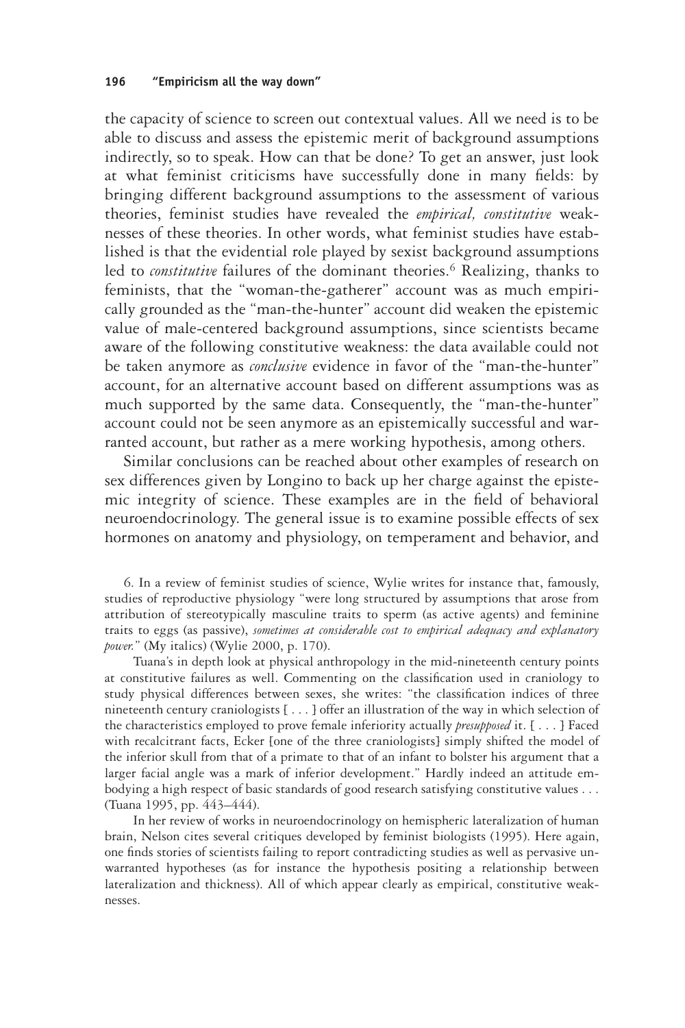the capacity of science to screen out contextual values. All we need is to be able to discuss and assess the epistemic merit of background assumptions indirectly, so to speak. How can that be done? To get an answer, just look at what feminist criticisms have successfully done in many fields: by bringing different background assumptions to the assessment of various theories, feminist studies have revealed the *empirical, constitutive* weaknesses of these theories. In other words, what feminist studies have established is that the evidential role played by sexist background assumptions led to *constitutive* failures of the dominant theories.[6] Realizing, thanks to feminists, that the "woman-the-gatherer" account was as much empirically grounded as the "man-the-hunter" account did weaken the epistemic value of male-centered background assumptions, since scientists became aware of the following constitutive weakness: the data available could not be taken anymore as *conclusive* evidence in favor of the "man-the-hunter" account, for an alternative account based on different assumptions was as much supported by the same data. Consequently, the "man-the-hunter" account could not be seen anymore as an epistemically successful and warranted account, but rather as a mere working hypothesis, among others.

Similar conclusions can be reached about other examples of research on sex differences given by Longino to back up her charge against the epistemic integrity of science. These examples are in the field of behavioral neuroendocrinology. The general issue is to examine possible effects of sex hormones on anatomy and physiology, on temperament and behavior, and

6. In a review of feminist studies of science, Wylie writes for instance that, famously, studies of reproductive physiology "were long structured by assumptions that arose from attribution of stereotypically masculine traits to sperm (as active agents) and feminine traits to eggs (as passive), *sometimes at considerable cost to empirical adequacy and explanatory power.*" (My italics) (Wylie 2000, p. 170).

Tuana's in depth look at physical anthropology in the mid-nineteenth century points at constitutive failures as well. Commenting on the classification used in craniology to study physical differences between sexes, she writes: "the classification indices of three nineteenth century craniologists [ . . . ] offer an illustration of the way in which selection of the characteristics employed to prove female inferiority actually *presupposed* it. [ . . . ] Faced with recalcitrant facts, Ecker [one of the three craniologists] simply shifted the model of the inferior skull from that of a primate to that of an infant to bolster his argument that a larger facial angle was a mark of inferior development." Hardly indeed an attitude embodying a high respect of basic standards of good research satisfying constitutive values . . . (Tuana 1995, pp. 443–444).

In her review of works in neuroendocrinology on hemispheric lateralization of human brain, Nelson cites several critiques developed by feminist biologists (1995). Here again, one finds stories of scientists failing to report contradicting studies as well as pervasive unwarranted hypotheses (as for instance the hypothesis positing a relationship between lateralization and thickness). All of which appear clearly as empirical, constitutive weaknesses.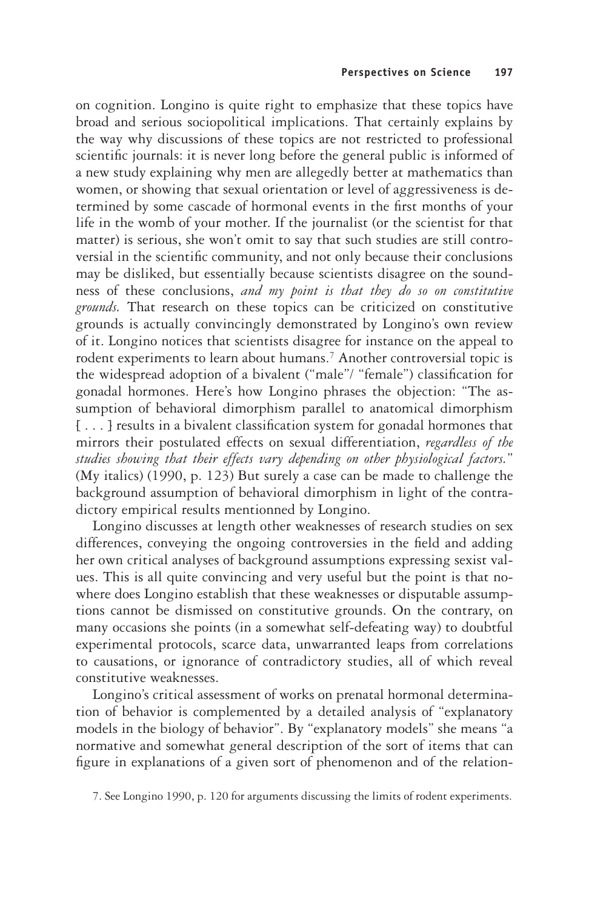on cognition. Longino is quite right to emphasize that these topics have broad and serious sociopolitical implications. That certainly explains by the way why discussions of these topics are not restricted to professional scientific journals: it is never long before the general public is informed of a new study explaining why men are allegedly better at mathematics than women, or showing that sexual orientation or level of aggressiveness is determined by some cascade of hormonal events in the first months of your life in the womb of your mother. If the journalist (or the scientist for that matter) is serious, she won't omit to say that such studies are still controversial in the scientific community, and not only because their conclusions may be disliked, but essentially because scientists disagree on the soundness of these conclusions, *and my point is that they do so on constitutive grounds.* That research on these topics can be criticized on constitutive grounds is actually convincingly demonstrated by Longino's own review of it. Longino notices that scientists disagree for instance on the appeal to rodent experiments to learn about humans.[7] Another controversial topic is the widespread adoption of a bivalent ("male"/ "female") classification for gonadal hormones. Here's how Longino phrases the objection: "The assumption of behavioral dimorphism parallel to anatomical dimorphism [ . . . ] results in a bivalent classification system for gonadal hormones that mirrors their postulated effects on sexual differentiation, *regardless of the studies showing that their effects vary depending on other physiological factors.*" (My italics) (1990, p. 123) But surely a case can be made to challenge the background assumption of behavioral dimorphism in light of the contradictory empirical results mentionned by Longino.

Longino discusses at length other weaknesses of research studies on sex differences, conveying the ongoing controversies in the field and adding her own critical analyses of background assumptions expressing sexist values. This is all quite convincing and very useful but the point is that nowhere does Longino establish that these weaknesses or disputable assumptions cannot be dismissed on constitutive grounds. On the contrary, on many occasions she points (in a somewhat self-defeating way) to doubtful experimental protocols, scarce data, unwarranted leaps from correlations to causations, or ignorance of contradictory studies, all of which reveal constitutive weaknesses.

Longino's critical assessment of works on prenatal hormonal determination of behavior is complemented by a detailed analysis of "explanatory models in the biology of behavior". By "explanatory models" she means "a normative and somewhat general description of the sort of items that can figure in explanations of a given sort of phenomenon and of the relation-

7. See Longino 1990, p. 120 for arguments discussing the limits of rodent experiments.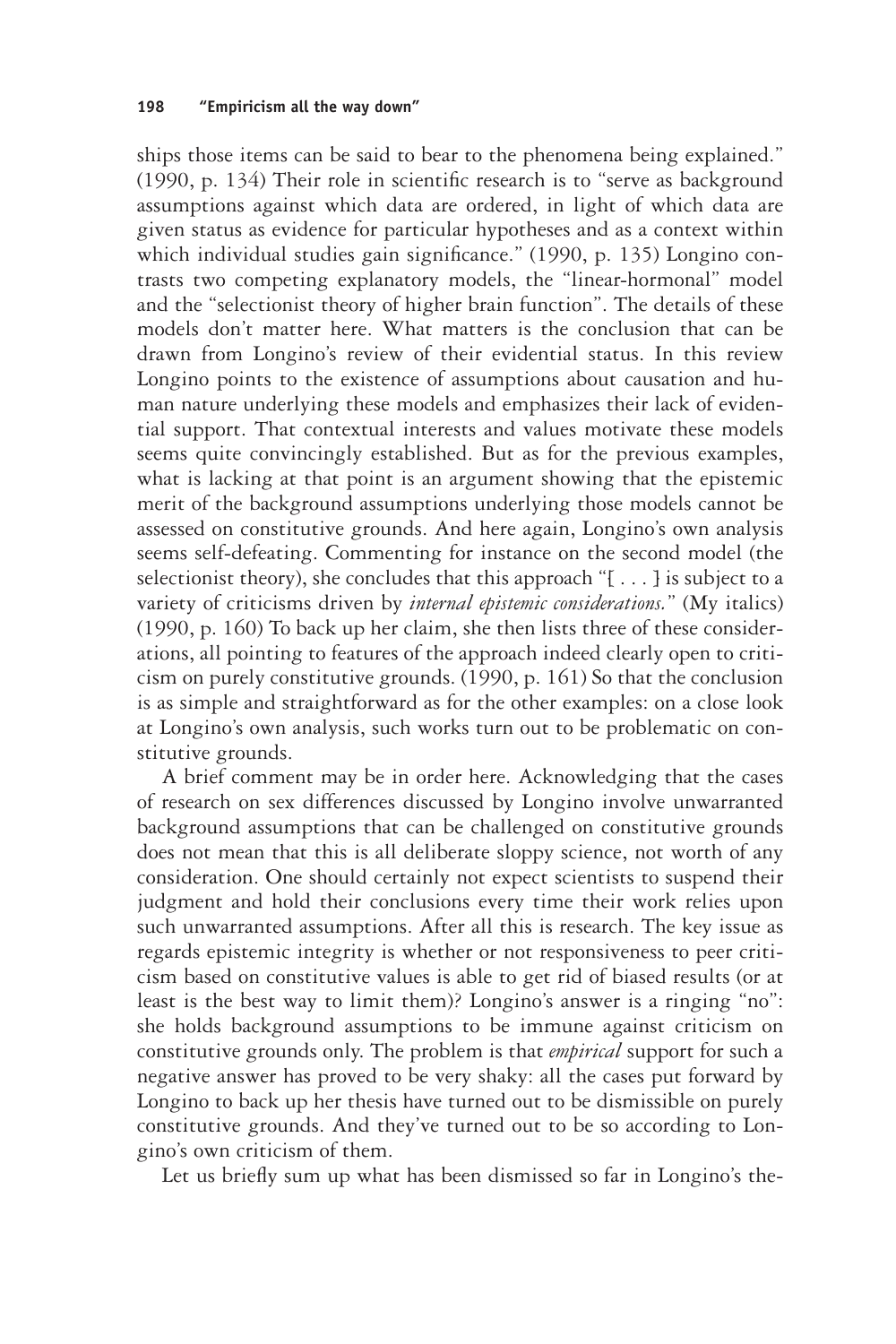ships those items can be said to bear to the phenomena being explained." (1990, p. 134) Their role in scientific research is to "serve as background assumptions against which data are ordered, in light of which data are given status as evidence for particular hypotheses and as a context within which individual studies gain significance." (1990, p. 135) Longino contrasts two competing explanatory models, the "linear-hormonal" model and the "selectionist theory of higher brain function". The details of these models don't matter here. What matters is the conclusion that can be drawn from Longino's review of their evidential status. In this review Longino points to the existence of assumptions about causation and human nature underlying these models and emphasizes their lack of evidential support. That contextual interests and values motivate these models seems quite convincingly established. But as for the previous examples, what is lacking at that point is an argument showing that the epistemic merit of the background assumptions underlying those models cannot be assessed on constitutive grounds. And here again, Longino's own analysis seems self-defeating. Commenting for instance on the second model (the selectionist theory), she concludes that this approach "[ . . . ] is subject to a variety of criticisms driven by *internal epistemic considerations.*" (My italics) (1990, p. 160) To back up her claim, she then lists three of these considerations, all pointing to features of the approach indeed clearly open to criticism on purely constitutive grounds. (1990, p. 161) So that the conclusion is as simple and straightforward as for the other examples: on a close look at Longino's own analysis, such works turn out to be problematic on constitutive grounds.

A brief comment may be in order here. Acknowledging that the cases of research on sex differences discussed by Longino involve unwarranted background assumptions that can be challenged on constitutive grounds does not mean that this is all deliberate sloppy science, not worth of any consideration. One should certainly not expect scientists to suspend their judgment and hold their conclusions every time their work relies upon such unwarranted assumptions. After all this is research. The key issue as regards epistemic integrity is whether or not responsiveness to peer criticism based on constitutive values is able to get rid of biased results (or at least is the best way to limit them)? Longino's answer is a ringing "no": she holds background assumptions to be immune against criticism on constitutive grounds only. The problem is that *empirical* support for such a negative answer has proved to be very shaky: all the cases put forward by Longino to back up her thesis have turned out to be dismissible on purely constitutive grounds. And they've turned out to be so according to Longino's own criticism of them.

Let us briefly sum up what has been dismissed so far in Longino's the-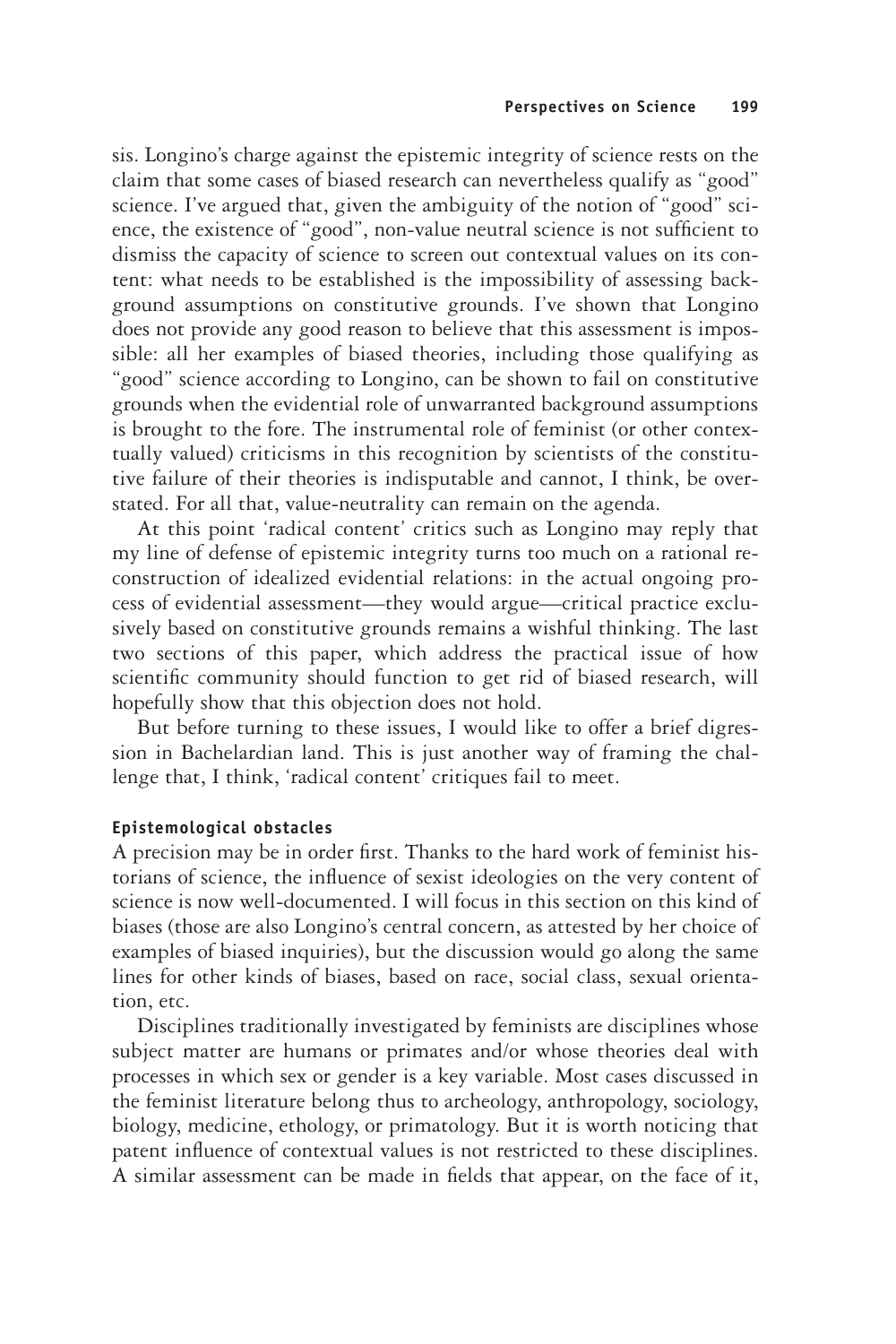sis. Longino's charge against the epistemic integrity of science rests on the claim that some cases of biased research can nevertheless qualify as "good" science. I've argued that, given the ambiguity of the notion of "good" science, the existence of "good", non-value neutral science is not sufficient to dismiss the capacity of science to screen out contextual values on its content: what needs to be established is the impossibility of assessing background assumptions on constitutive grounds. I've shown that Longino does not provide any good reason to believe that this assessment is impossible: all her examples of biased theories, including those qualifying as "good" science according to Longino, can be shown to fail on constitutive grounds when the evidential role of unwarranted background assumptions is brought to the fore. The instrumental role of feminist (or other contextually valued) criticisms in this recognition by scientists of the constitutive failure of their theories is indisputable and cannot, I think, be overstated. For all that, value-neutrality can remain on the agenda.

At this point 'radical content' critics such as Longino may reply that my line of defense of epistemic integrity turns too much on a rational reconstruction of idealized evidential relations: in the actual ongoing process of evidential assessment—they would argue—critical practice exclusively based on constitutive grounds remains a wishful thinking. The last two sections of this paper, which address the practical issue of how scientific community should function to get rid of biased research, will hopefully show that this objection does not hold.

But before turning to these issues, I would like to offer a brief digression in Bachelardian land. This is just another way of framing the challenge that, I think, 'radical content' critiques fail to meet.

#### Epistemological obstacles

A precision may be in order first. Thanks to the hard work of feminist historians of science, the influence of sexist ideologies on the very content of science is now well-documented. I will focus in this section on this kind of biases (those are also Longino's central concern, as attested by her choice of examples of biased inquiries), but the discussion would go along the same lines for other kinds of biases, based on race, social class, sexual orientation, etc.

Disciplines traditionally investigated by feminists are disciplines whose subject matter are humans or primates and/or whose theories deal with processes in which sex or gender is a key variable. Most cases discussed in the feminist literature belong thus to archeology, anthropology, sociology, biology, medicine, ethology, or primatology. But it is worth noticing that patent influence of contextual values is not restricted to these disciplines. A similar assessment can be made in fields that appear, on the face of it,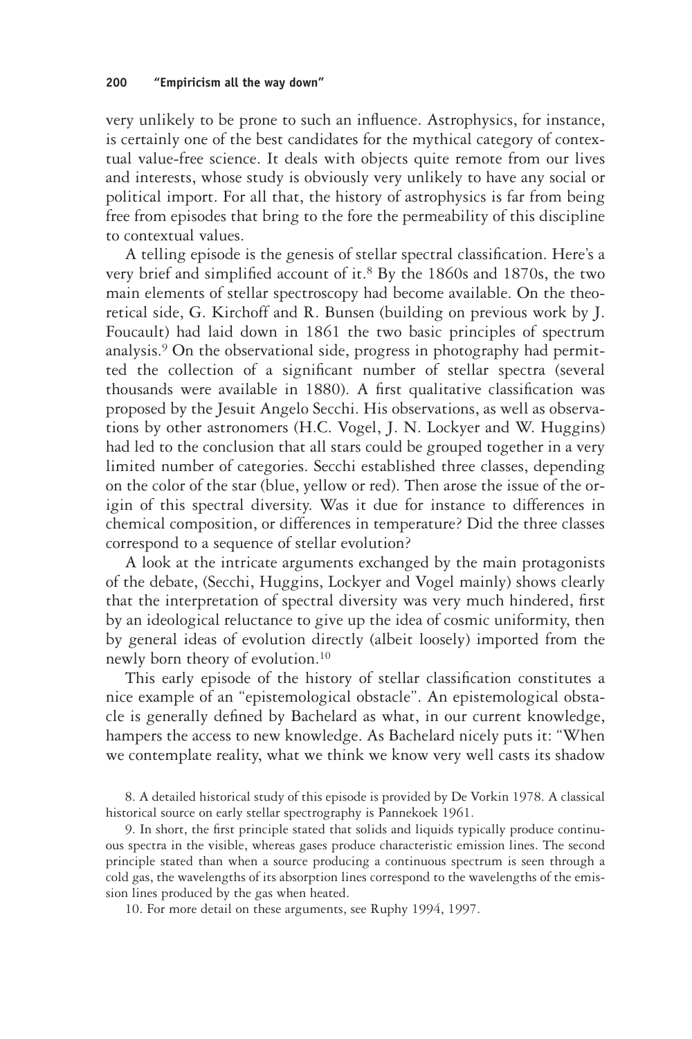very unlikely to be prone to such an influence. Astrophysics, for instance, is certainly one of the best candidates for the mythical category of contextual value-free science. It deals with objects quite remote from our lives and interests, whose study is obviously very unlikely to have any social or political import. For all that, the history of astrophysics is far from being free from episodes that bring to the fore the permeability of this discipline to contextual values.

A telling episode is the genesis of stellar spectral classification. Here's a very brief and simplified account of it.[8] By the 1860s and 1870s, the two main elements of stellar spectroscopy had become available. On the theoretical side, G. Kirchoff and R. Bunsen (building on previous work by J. Foucault) had laid down in 1861 the two basic principles of spectrum analysis.[9] On the observational side, progress in photography had permitted the collection of a significant number of stellar spectra (several thousands were available in 1880). A first qualitative classification was proposed by the Jesuit Angelo Secchi. His observations, as well as observations by other astronomers (H.C. Vogel, J. N. Lockyer and W. Huggins) had led to the conclusion that all stars could be grouped together in a very limited number of categories. Secchi established three classes, depending on the color of the star (blue, yellow or red). Then arose the issue of the origin of this spectral diversity. Was it due for instance to differences in chemical composition, or differences in temperature? Did the three classes correspond to a sequence of stellar evolution?

A look at the intricate arguments exchanged by the main protagonists of the debate, (Secchi, Huggins, Lockyer and Vogel mainly) shows clearly that the interpretation of spectral diversity was very much hindered, first by an ideological reluctance to give up the idea of cosmic uniformity, then by general ideas of evolution directly (albeit loosely) imported from the newly born theory of evolution.[10]

This early episode of the history of stellar classification constitutes a nice example of an "epistemological obstacle". An epistemological obstacle is generally defined by Bachelard as what, in our current knowledge, hampers the access to new knowledge. As Bachelard nicely puts it: "When we contemplate reality, what we think we know very well casts its shadow

8. A detailed historical study of this episode is provided by De Vorkin 1978. A classical historical source on early stellar spectrography is Pannekoek 1961.

9. In short, the first principle stated that solids and liquids typically produce continuous spectra in the visible, whereas gases produce characteristic emission lines. The second principle stated than when a source producing a continuous spectrum is seen through a cold gas, the wavelengths of its absorption lines correspond to the wavelengths of the emission lines produced by the gas when heated.

10. For more detail on these arguments, see Ruphy 1994, 1997.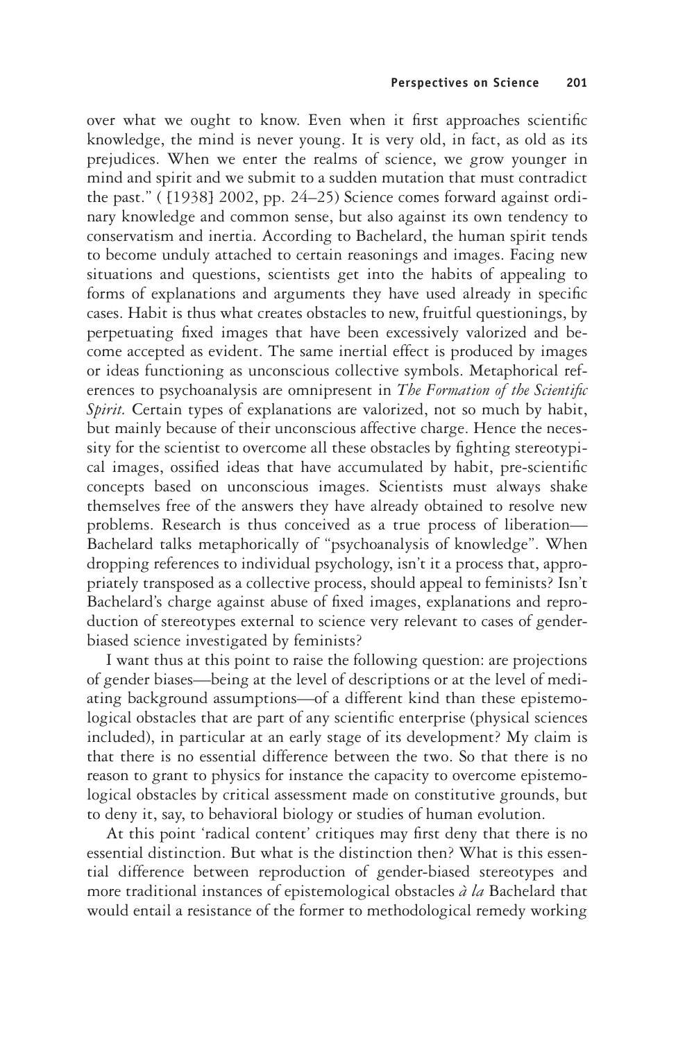over what we ought to know. Even when it first approaches scientific knowledge, the mind is never young. It is very old, in fact, as old as its prejudices. When we enter the realms of science, we grow younger in mind and spirit and we submit to a sudden mutation that must contradict the past." ( [1938] 2002, pp. 24–25) Science comes forward against ordinary knowledge and common sense, but also against its own tendency to conservatism and inertia. According to Bachelard, the human spirit tends to become unduly attached to certain reasonings and images. Facing new situations and questions, scientists get into the habits of appealing to forms of explanations and arguments they have used already in specific cases. Habit is thus what creates obstacles to new, fruitful questionings, by perpetuating fixed images that have been excessively valorized and become accepted as evident. The same inertial effect is produced by images or ideas functioning as unconscious collective symbols. Metaphorical references to psychoanalysis are omnipresent in *The Formation of the Scientific Spirit.* Certain types of explanations are valorized, not so much by habit, but mainly because of their unconscious affective charge. Hence the necessity for the scientist to overcome all these obstacles by fighting stereotypical images, ossified ideas that have accumulated by habit, pre-scientific concepts based on unconscious images. Scientists must always shake themselves free of the answers they have already obtained to resolve new problems. Research is thus conceived as a true process of liberation—Bachelard talks metaphorically of "psychoanalysis of knowledge". When dropping references to individual psychology, isn't it a process that, appropriately transposed as a collective process, should appeal to feminists? Isn't Bachelard's charge against abuse of fixed images, explanations and reproduction of stereotypes external to science very relevant to cases of gender-biased science investigated by feminists?

I want thus at this point to raise the following question: are projections of gender biases—being at the level of descriptions or at the level of mediating background assumptions—of a different kind than these epistemological obstacles that are part of any scientific enterprise (physical sciences included), in particular at an early stage of its development? My claim is that there is no essential difference between the two. So that there is no reason to grant to physics for instance the capacity to overcome epistemological obstacles by critical assessment made on constitutive grounds, but to deny it, say, to behavioral biology or studies of human evolution.

At this point 'radical content' critiques may first deny that there is no essential distinction. But what is the distinction then? What is this essential difference between reproduction of gender-biased stereotypes and more traditional instances of epistemological obstacles *à la* Bachelard that would entail a resistance of the former to methodological remedy working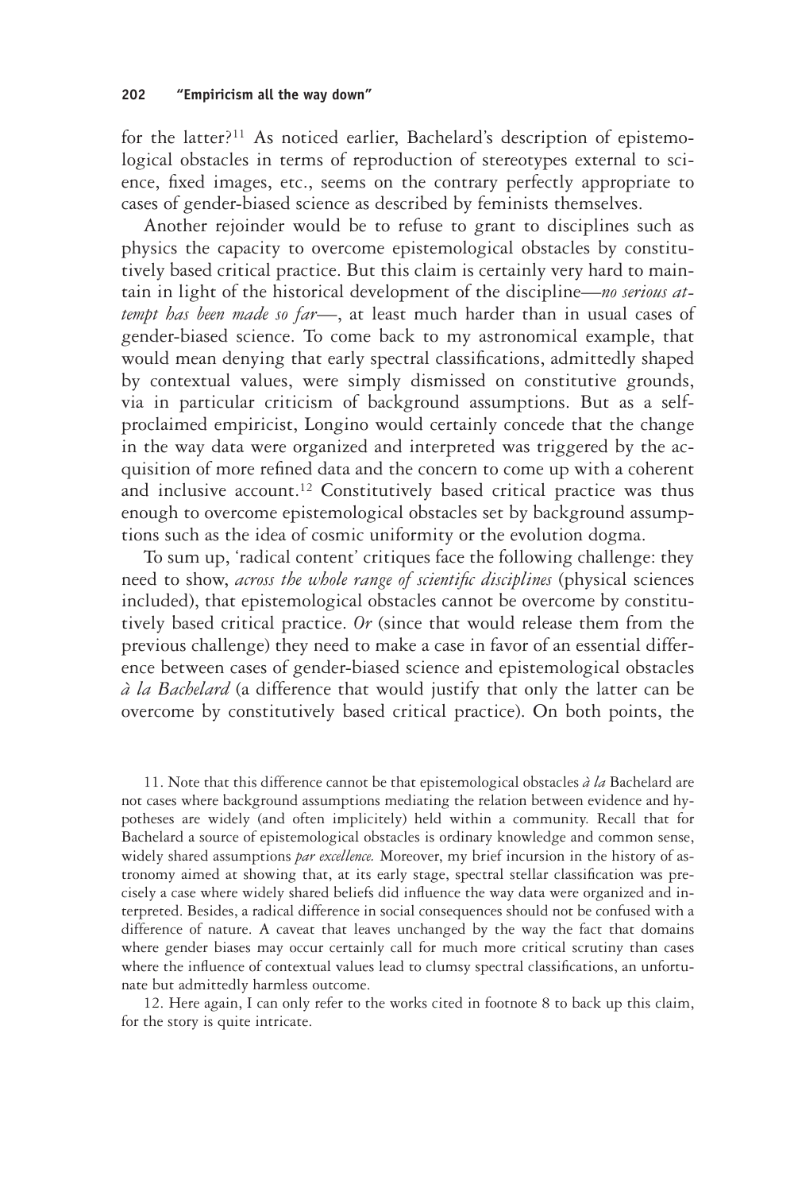for the latter?[11] As noticed earlier, Bachelard's description of epistemological obstacles in terms of reproduction of stereotypes external to science, fixed images, etc., seems on the contrary perfectly appropriate to cases of gender-biased science as described by feminists themselves.

Another rejoinder would be to refuse to grant to disciplines such as physics the capacity to overcome epistemological obstacles by constitutively based critical practice. But this claim is certainly very hard to maintain in light of the historical development of the discipline—*no serious attempt has been made so far*—, at least much harder than in usual cases of gender-biased science. To come back to my astronomical example, that would mean denying that early spectral classifications, admittedly shaped by contextual values, were simply dismissed on constitutive grounds, via in particular criticism of background assumptions. But as a self-proclaimed empiricist, Longino would certainly concede that the change in the way data were organized and interpreted was triggered by the acquisition of more refined data and the concern to come up with a coherent and inclusive account.[12] Constitutively based critical practice was thus enough to overcome epistemological obstacles set by background assumptions such as the idea of cosmic uniformity or the evolution dogma.

To sum up, 'radical content' critiques face the following challenge: they need to show, *across the whole range of scientific disciplines* (physical sciences included), that epistemological obstacles cannot be overcome by constitutively based critical practice. *Or* (since that would release them from the previous challenge) they need to make a case in favor of an essential difference between cases of gender-biased science and epistemological obstacles *à la Bachelard* (a difference that would justify that only the latter can be overcome by constitutively based critical practice). On both points, the

11. Note that this difference cannot be that epistemological obstacles *à la* Bachelard are not cases where background assumptions mediating the relation between evidence and hypotheses are widely (and often implicitely) held within a community. Recall that for Bachelard a source of epistemological obstacles is ordinary knowledge and common sense, widely shared assumptions *par excellence.* Moreover, my brief incursion in the history of astronomy aimed at showing that, at its early stage, spectral stellar classification was precisely a case where widely shared beliefs did influence the way data were organized and interpreted. Besides, a radical difference in social consequences should not be confused with a difference of nature. A caveat that leaves unchanged by the way the fact that domains where gender biases may occur certainly call for much more critical scrutiny than cases where the influence of contextual values lead to clumsy spectral classifications, an unfortunate but admittedly harmless outcome.

12. Here again, I can only refer to the works cited in footnote 8 to back up this claim, for the story is quite intricate.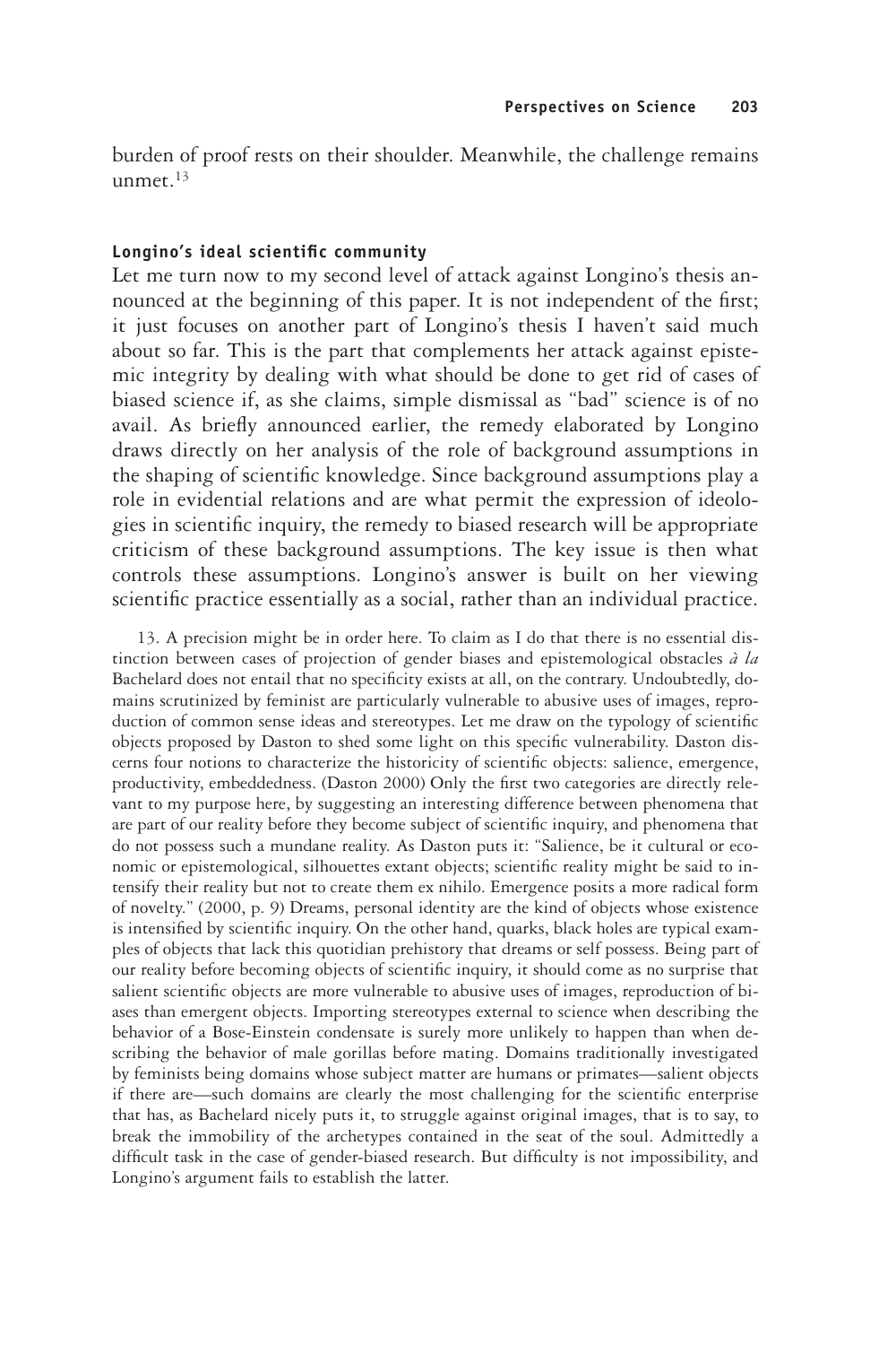burden of proof rests on their shoulder. Meanwhile, the challenge remains unmet.[13]

### Longino's ideal scientific community

Let me turn now to my second level of attack against Longino's thesis announced at the beginning of this paper. It is not independent of the first; it just focuses on another part of Longino's thesis I haven't said much about so far. This is the part that complements her attack against epistemic integrity by dealing with what should be done to get rid of cases of biased science if, as she claims, simple dismissal as "bad" science is of no avail. As briefly announced earlier, the remedy elaborated by Longino draws directly on her analysis of the role of background assumptions in the shaping of scientific knowledge. Since background assumptions play a role in evidential relations and are what permit the expression of ideologies in scientific inquiry, the remedy to biased research will be appropriate criticism of these background assumptions. The key issue is then what controls these assumptions. Longino's answer is built on her viewing scientific practice essentially as a social, rather than an individual practice.

13. A precision might be in order here. To claim as I do that there is no essential distinction between cases of projection of gender biases and epistemological obstacles *à la* Bachelard does not entail that no specificity exists at all, on the contrary. Undoubtedly, domains scrutinized by feminist are particularly vulnerable to abusive uses of images, reproduction of common sense ideas and stereotypes. Let me draw on the typology of scientific objects proposed by Daston to shed some light on this specific vulnerability. Daston discerns four notions to characterize the historicity of scientific objects: salience, emergence, productivity, embeddedness. (Daston 2000) Only the first two categories are directly relevant to my purpose here, by suggesting an interesting difference between phenomena that are part of our reality before they become subject of scientific inquiry, and phenomena that do not possess such a mundane reality. As Daston puts it: "Salience, be it cultural or economic or epistemological, silhouettes extant objects; scientific reality might be said to intensify their reality but not to create them ex nihilo. Emergence posits a more radical form of novelty." (2000, p. 9) Dreams, personal identity are the kind of objects whose existence is intensified by scientific inquiry. On the other hand, quarks, black holes are typical examples of objects that lack this quotidian prehistory that dreams or self possess. Being part of our reality before becoming objects of scientific inquiry, it should come as no surprise that salient scientific objects are more vulnerable to abusive uses of images, reproduction of biases than emergent objects. Importing stereotypes external to science when describing the behavior of a Bose-Einstein condensate is surely more unlikely to happen than when describing the behavior of male gorillas before mating. Domains traditionally investigated by feminists being domains whose subject matter are humans or primates—salient objects if there are—such domains are clearly the most challenging for the scientific enterprise that has, as Bachelard nicely puts it, to struggle against original images, that is to say, to break the immobility of the archetypes contained in the seat of the soul. Admittedly a difficult task in the case of gender-biased research. But difficulty is not impossibility, and Longino's argument fails to establish the latter.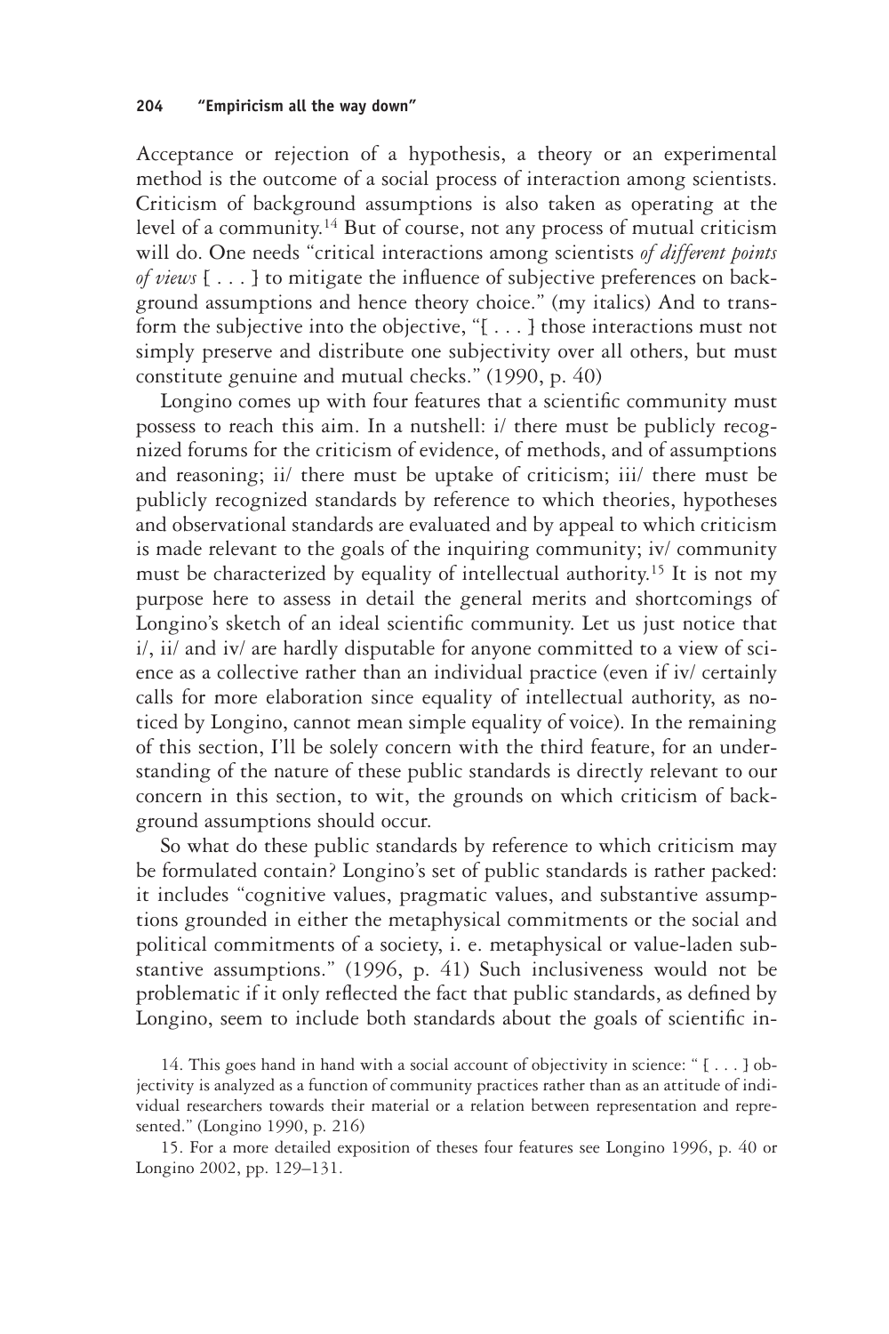Acceptance or rejection of a hypothesis, a theory or an experimental method is the outcome of a social process of interaction among scientists. Criticism of background assumptions is also taken as operating at the level of a community.[14] But of course, not any process of mutual criticism will do. One needs "critical interactions among scientists *of different points of views* [ . . . ] to mitigate the influence of subjective preferences on background assumptions and hence theory choice." (my italics) And to transform the subjective into the objective, "[ . . . ] those interactions must not simply preserve and distribute one subjectivity over all others, but must constitute genuine and mutual checks." (1990, p. 40)

Longino comes up with four features that a scientific community must possess to reach this aim. In a nutshell: i/ there must be publicly recognized forums for the criticism of evidence, of methods, and of assumptions and reasoning; ii/ there must be uptake of criticism; iii/ there must be publicly recognized standards by reference to which theories, hypotheses and observational standards are evaluated and by appeal to which criticism is made relevant to the goals of the inquiring community; iv/ community must be characterized by equality of intellectual authority.[15] It is not my purpose here to assess in detail the general merits and shortcomings of Longino's sketch of an ideal scientific community. Let us just notice that i/, ii/ and iv/ are hardly disputable for anyone committed to a view of science as a collective rather than an individual practice (even if iv/ certainly calls for more elaboration since equality of intellectual authority, as noticed by Longino, cannot mean simple equality of voice). In the remaining of this section, I'll be solely concern with the third feature, for an understanding of the nature of these public standards is directly relevant to our concern in this section, to wit, the grounds on which criticism of background assumptions should occur.

So what do these public standards by reference to which criticism may be formulated contain? Longino's set of public standards is rather packed: it includes "cognitive values, pragmatic values, and substantive assumptions grounded in either the metaphysical commitments or the social and political commitments of a society, i. e. metaphysical or value-laden substantive assumptions." (1996, p. 41) Such inclusiveness would not be problematic if it only reflected the fact that public standards, as defined by Longino, seem to include both standards about the goals of scientific in-

14. This goes hand in hand with a social account of objectivity in science: " [ . . . ] objectivity is analyzed as a function of community practices rather than as an attitude of individual researchers towards their material or a relation between representation and represented." (Longino 1990, p. 216)

15. For a more detailed exposition of theses four features see Longino 1996, p. 40 or Longino 2002, pp. 129–131.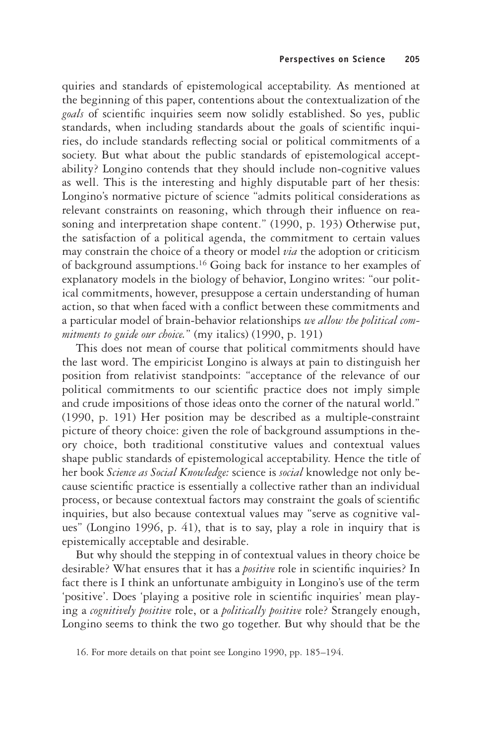quiries and standards of epistemological acceptability. As mentioned at the beginning of this paper, contentions about the contextualization of the *goals* of scientific inquiries seem now solidly established. So yes, public standards, when including standards about the goals of scientific inquiries, do include standards reflecting social or political commitments of a society. But what about the public standards of epistemological acceptability? Longino contends that they should include non-cognitive values as well. This is the interesting and highly disputable part of her thesis: Longino's normative picture of science "admits political considerations as relevant constraints on reasoning, which through their influence on reasoning and interpretation shape content." (1990, p. 193) Otherwise put, the satisfaction of a political agenda, the commitment to certain values may constrain the choice of a theory or model *via* the adoption or criticism of background assumptions.[16] Going back for instance to her examples of explanatory models in the biology of behavior, Longino writes: "our political commitments, however, presuppose a certain understanding of human action, so that when faced with a conflict between these commitments and a particular model of brain-behavior relationships *we allow the political commitments to guide our choice.*" (my italics) (1990, p. 191)

This does not mean of course that political commitments should have the last word. The empiricist Longino is always at pain to distinguish her position from relativist standpoints: "acceptance of the relevance of our political commitments to our scientific practice does not imply simple and crude impositions of those ideas onto the corner of the natural world." (1990, p. 191) Her position may be described as a multiple-constraint picture of theory choice: given the role of background assumptions in theory choice, both traditional constitutive values and contextual values shape public standards of epistemological acceptability. Hence the title of her book *Science as Social Knowledge:* science is *social* knowledge not only because scientific practice is essentially a collective rather than an individual process, or because contextual factors may constraint the goals of scientific inquiries, but also because contextual values may "serve as cognitive values" (Longino 1996, p. 41), that is to say, play a role in inquiry that is epistemically acceptable and desirable.

But why should the stepping in of contextual values in theory choice be desirable? What ensures that it has a *positive* role in scientific inquiries? In fact there is I think an unfortunate ambiguity in Longino's use of the term 'positive'. Does 'playing a positive role in scientific inquiries' mean playing a *cognitively positive* role, or a *politically positive* role? Strangely enough, Longino seems to think the two go together. But why should that be the

16. For more details on that point see Longino 1990, pp. 185–194.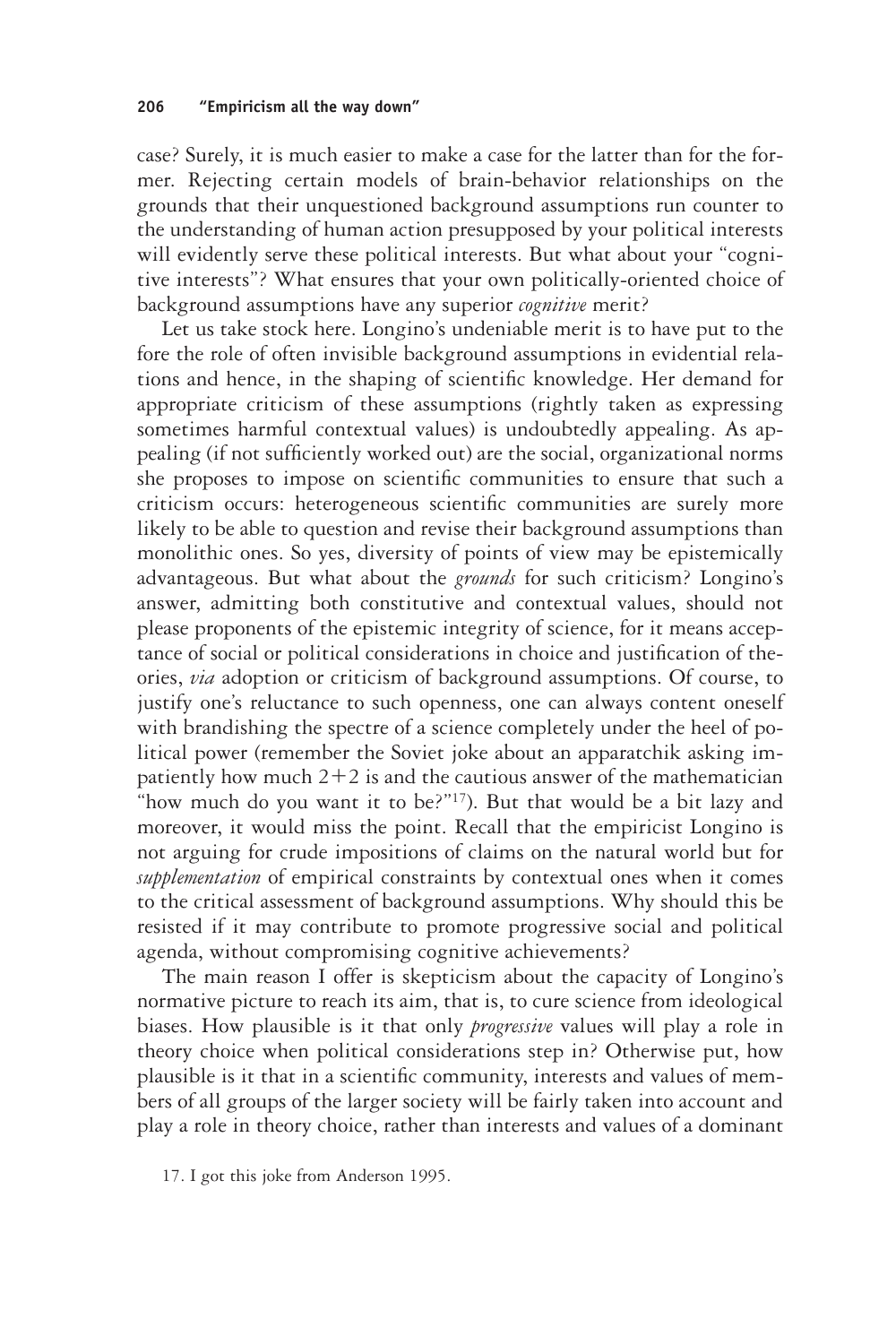case? Surely, it is much easier to make a case for the latter than for the former. Rejecting certain models of brain-behavior relationships on the grounds that their unquestioned background assumptions run counter to the understanding of human action presupposed by your political interests will evidently serve these political interests. But what about your "cognitive interests"? What ensures that your own politically-oriented choice of background assumptions have any superior *cognitive* merit?

Let us take stock here. Longino's undeniable merit is to have put to the fore the role of often invisible background assumptions in evidential relations and hence, in the shaping of scientific knowledge. Her demand for appropriate criticism of these assumptions (rightly taken as expressing sometimes harmful contextual values) is undoubtedly appealing. As appealing (if not sufficiently worked out) are the social, organizational norms she proposes to impose on scientific communities to ensure that such a criticism occurs: heterogeneous scientific communities are surely more likely to be able to question and revise their background assumptions than monolithic ones. So yes, diversity of points of view may be epistemically advantageous. But what about the *grounds* for such criticism? Longino's answer, admitting both constitutive and contextual values, should not please proponents of the epistemic integrity of science, for it means acceptance of social or political considerations in choice and justification of theories, *via* adoption or criticism of background assumptions. Of course, to justify one's reluctance to such openness, one can always content oneself with brandishing the spectre of a science completely under the heel of political power (remember the Soviet joke about an apparatchik asking impatiently how much $2+2$ is and the cautious answer of the mathematician "how much do you want it to be?"[17]). But that would be a bit lazy and moreover, it would miss the point. Recall that the empiricist Longino is not arguing for crude impositions of claims on the natural world but for *supplementation* of empirical constraints by contextual ones when it comes to the critical assessment of background assumptions. Why should this be resisted if it may contribute to promote progressive social and political agenda, without compromising cognitive achievements?

The main reason I offer is skepticism about the capacity of Longino's normative picture to reach its aim, that is, to cure science from ideological biases. How plausible is it that only *progressive* values will play a role in theory choice when political considerations step in? Otherwise put, how plausible is it that in a scientific community, interests and values of members of all groups of the larger society will be fairly taken into account and play a role in theory choice, rather than interests and values of a dominant

17. I got this joke from Anderson 1995.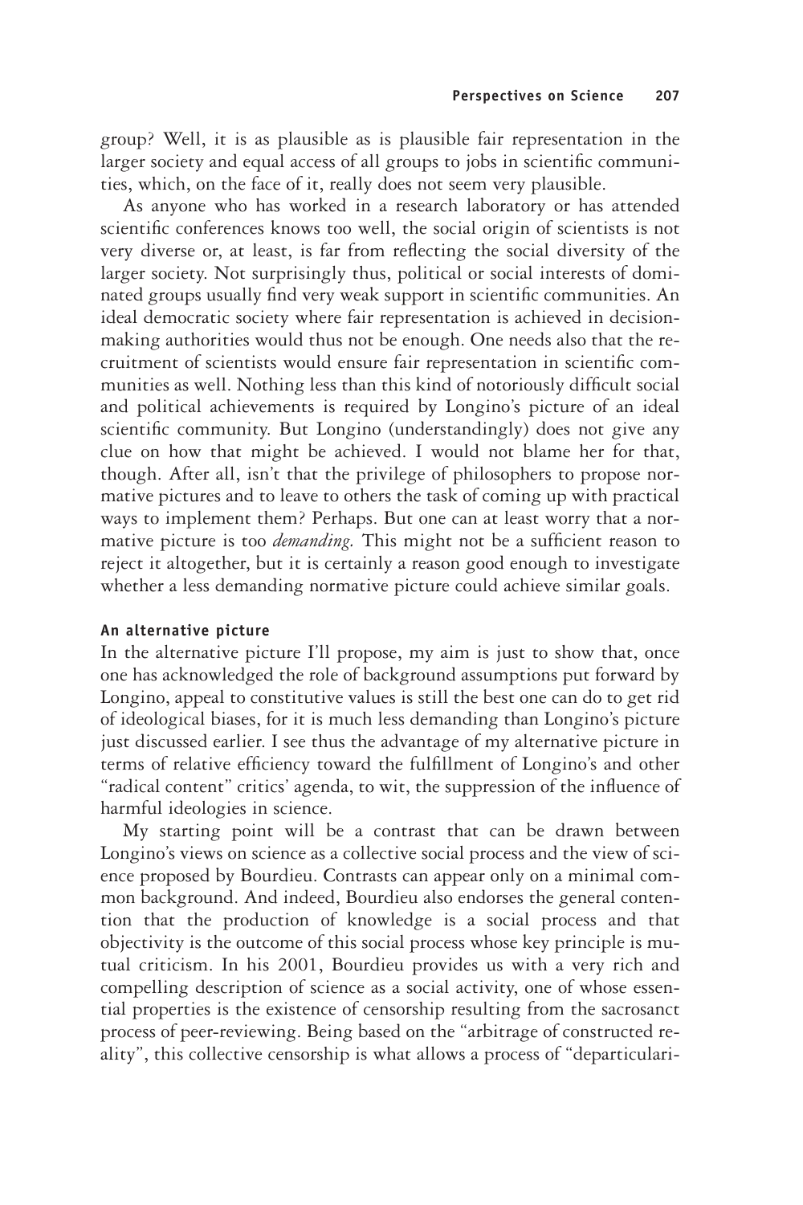group? Well, it is as plausible as is plausible fair representation in the larger society and equal access of all groups to jobs in scientific communities, which, on the face of it, really does not seem very plausible.

As anyone who has worked in a research laboratory or has attended scientific conferences knows too well, the social origin of scientists is not very diverse or, at least, is far from reflecting the social diversity of the larger society. Not surprisingly thus, political or social interests of dominated groups usually find very weak support in scientific communities. An ideal democratic society where fair representation is achieved in decision-making authorities would thus not be enough. One needs also that the recruitment of scientists would ensure fair representation in scientific communities as well. Nothing less than this kind of notoriously difficult social and political achievements is required by Longino's picture of an ideal scientific community. But Longino (understandingly) does not give any clue on how that might be achieved. I would not blame her for that, though. After all, isn't that the privilege of philosophers to propose normative pictures and to leave to others the task of coming up with practical ways to implement them? Perhaps. But one can at least worry that a normative picture is too *demanding.* This might not be a sufficient reason to reject it altogether, but it is certainly a reason good enough to investigate whether a less demanding normative picture could achieve similar goals.

### An alternative picture

In the alternative picture I'll propose, my aim is just to show that, once one has acknowledged the role of background assumptions put forward by Longino, appeal to constitutive values is still the best one can do to get rid of ideological biases, for it is much less demanding than Longino's picture just discussed earlier. I see thus the advantage of my alternative picture in terms of relative efficiency toward the fulfillment of Longino's and other "radical content" critics' agenda, to wit, the suppression of the influence of harmful ideologies in science.

My starting point will be a contrast that can be drawn between Longino's views on science as a collective social process and the view of science proposed by Bourdieu. Contrasts can appear only on a minimal common background. And indeed, Bourdieu also endorses the general contention that the production of knowledge is a social process and that objectivity is the outcome of this social process whose key principle is mutual criticism. In his 2001, Bourdieu provides us with a very rich and compelling description of science as a social activity, one of whose essential properties is the existence of censorship resulting from the sacrosanct process of peer-reviewing. Being based on the "arbitrage of constructed reality", this collective censorship is what allows a process of "departiculari-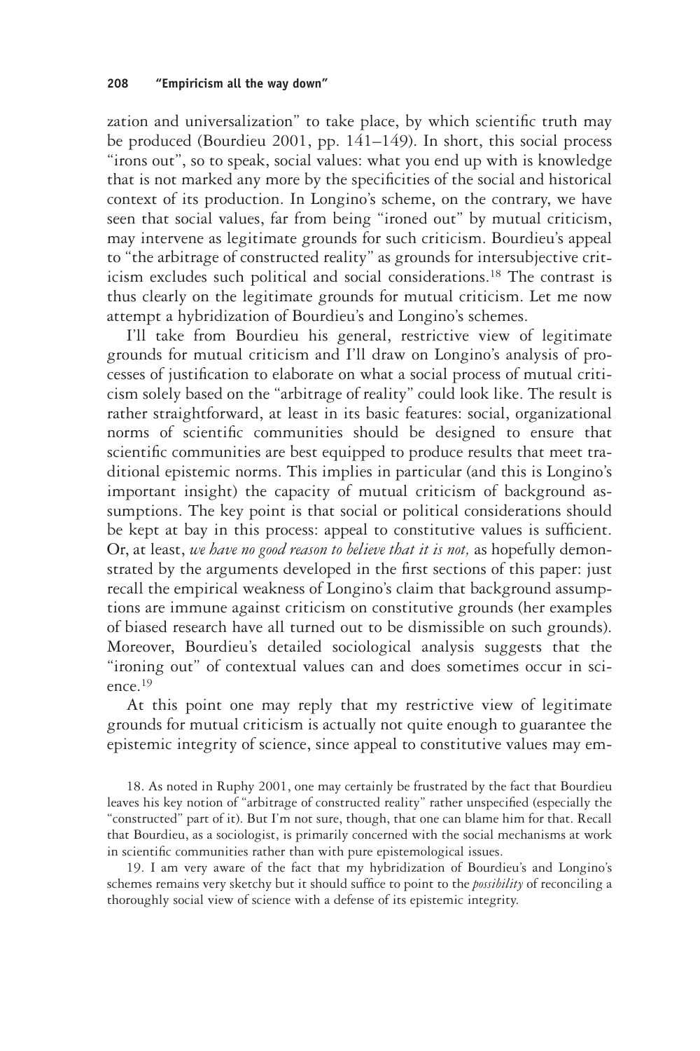zation and universalization" to take place, by which scientific truth may be produced (Bourdieu 2001, pp. 141–149). In short, this social process "irons out", so to speak, social values: what you end up with is knowledge that is not marked any more by the specificities of the social and historical context of its production. In Longino's scheme, on the contrary, we have seen that social values, far from being "ironed out" by mutual criticism, may intervene as legitimate grounds for such criticism. Bourdieu's appeal to "the arbitrage of constructed reality" as grounds for intersubjective criticism excludes such political and social considerations.[18] The contrast is thus clearly on the legitimate grounds for mutual criticism. Let me now attempt a hybridization of Bourdieu's and Longino's schemes.

I'll take from Bourdieu his general, restrictive view of legitimate grounds for mutual criticism and I'll draw on Longino's analysis of processes of justification to elaborate on what a social process of mutual criticism solely based on the "arbitrage of reality" could look like. The result is rather straightforward, at least in its basic features: social, organizational norms of scientific communities should be designed to ensure that scientific communities are best equipped to produce results that meet traditional epistemic norms. This implies in particular (and this is Longino's important insight) the capacity of mutual criticism of background assumptions. The key point is that social or political considerations should be kept at bay in this process: appeal to constitutive values is sufficient. Or, at least, *we have no good reason to believe that it is not,* as hopefully demonstrated by the arguments developed in the first sections of this paper: just recall the empirical weakness of Longino's claim that background assumptions are immune against criticism on constitutive grounds (her examples of biased research have all turned out to be dismissible on such grounds). Moreover, Bourdieu's detailed sociological analysis suggests that the "ironing out" of contextual values can and does sometimes occur in science.[19]

At this point one may reply that my restrictive view of legitimate grounds for mutual criticism is actually not quite enough to guarantee the epistemic integrity of science, since appeal to constitutive values may em-

18. As noted in Ruphy 2001, one may certainly be frustrated by the fact that Bourdieu leaves his key notion of "arbitrage of constructed reality" rather unspecified (especially the "constructed" part of it). But I'm not sure, though, that one can blame him for that. Recall that Bourdieu, as a sociologist, is primarily concerned with the social mechanisms at work in scientific communities rather than with pure epistemological issues.

19. I am very aware of the fact that my hybridization of Bourdieu's and Longino's schemes remains very sketchy but it should suffice to point to the *possibility* of reconciling a thoroughly social view of science with a defense of its epistemic integrity.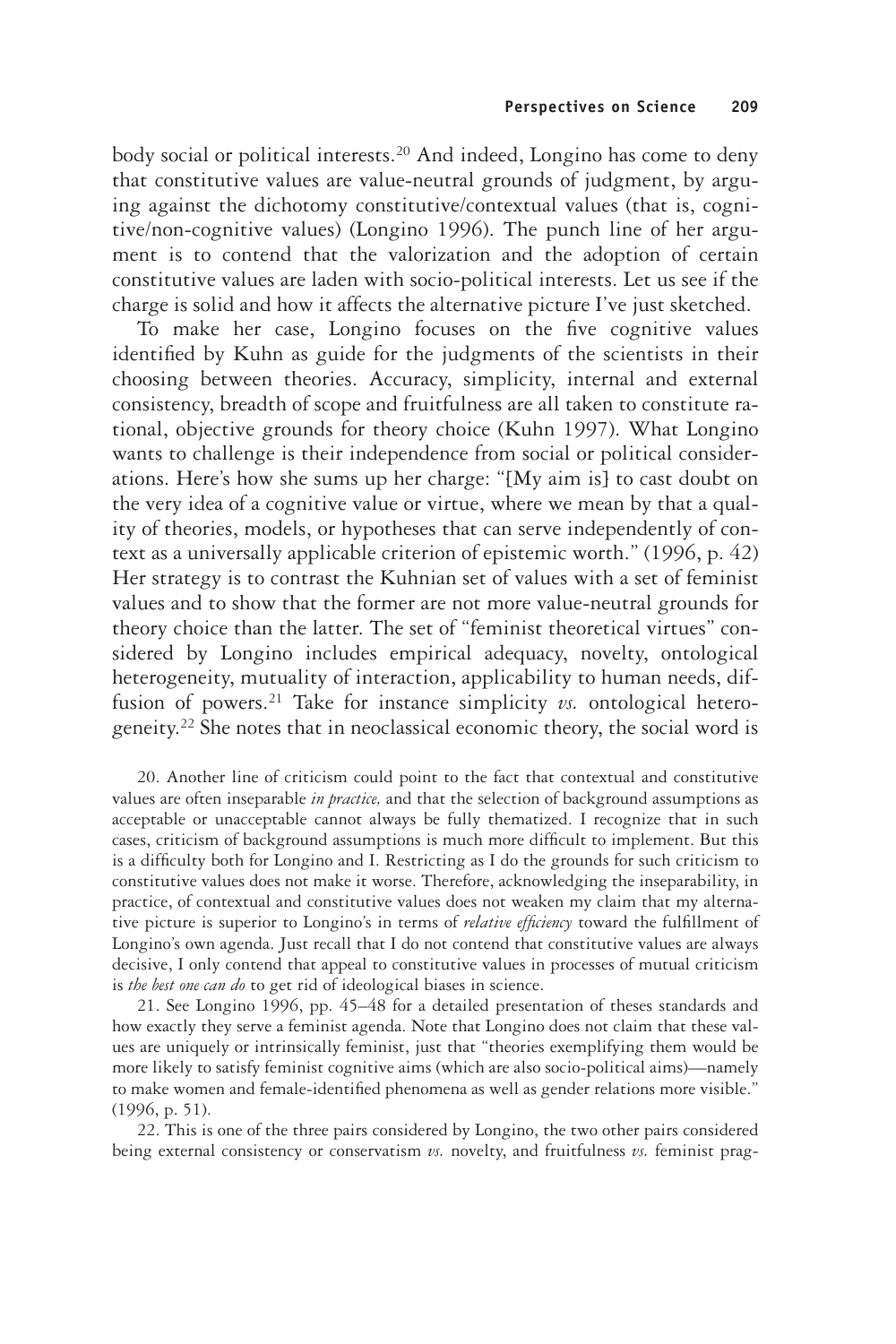body social or political interests.[20] And indeed, Longino has come to deny that constitutive values are value-neutral grounds of judgment, by arguing against the dichotomy constitutive/contextual values (that is, cognitive/non-cognitive values) (Longino 1996). The punch line of her argument is to contend that the valorization and the adoption of certain constitutive values are laden with socio-political interests. Let us see if the charge is solid and how it affects the alternative picture I've just sketched.

To make her case, Longino focuses on the five cognitive values identified by Kuhn as guide for the judgments of the scientists in their choosing between theories. Accuracy, simplicity, internal and external consistency, breadth of scope and fruitfulness are all taken to constitute rational, objective grounds for theory choice (Kuhn 1997). What Longino wants to challenge is their independence from social or political considerations. Here's how she sums up her charge: "[My aim is] to cast doubt on the very idea of a cognitive value or virtue, where we mean by that a quality of theories, models, or hypotheses that can serve independently of context as a universally applicable criterion of epistemic worth." (1996, p. 42) Her strategy is to contrast the Kuhnian set of values with a set of feminist values and to show that the former are not more value-neutral grounds for theory choice than the latter. The set of "feminist theoretical virtues" considered by Longino includes empirical adequacy, novelty, ontological heterogeneity, mutuality of interaction, applicability to human needs, diffusion of powers.[21] Take for instance simplicity *vs.* ontological heterogeneity.[22] She notes that in neoclassical economic theory, the social word is

20. Another line of criticism could point to the fact that contextual and constitutive values are often inseparable *in practice,* and that the selection of background assumptions as acceptable or unacceptable cannot always be fully thematized. I recognize that in such cases, criticism of background assumptions is much more difficult to implement. But this is a difficulty both for Longino and I. Restricting as I do the grounds for such criticism to constitutive values does not make it worse. Therefore, acknowledging the inseparability, in practice, of contextual and constitutive values does not weaken my claim that my alternative picture is superior to Longino's in terms of *relative efficiency* toward the fulfillment of Longino's own agenda. Just recall that I do not contend that constitutive values are always decisive, I only contend that appeal to constitutive values in processes of mutual criticism is *the best one can do* to get rid of ideological biases in science.

21. See Longino 1996, pp. 45–48 for a detailed presentation of theses standards and how exactly they serve a feminist agenda. Note that Longino does not claim that these values are uniquely or intrinsically feminist, just that "theories exemplifying them would be more likely to satisfy feminist cognitive aims (which are also socio-political aims)—namely to make women and female-identified phenomena as well as gender relations more visible." (1996, p. 51).

22. This is one of the three pairs considered by Longino, the two other pairs considered being external consistency or conservatism *vs.* novelty, and fruitfulness *vs.* feminist prag-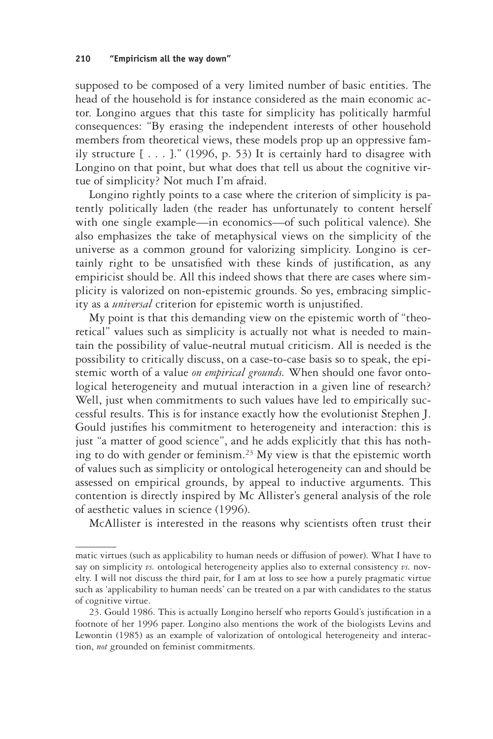supposed to be composed of a very limited number of basic entities. The head of the household is for instance considered as the main economic actor. Longino argues that this taste for simplicity has politically harmful consequences: "By erasing the independent interests of other household members from theoretical views, these models prop up an oppressive family structure [ . . . ]." (1996, p. 53) It is certainly hard to disagree with Longino on that point, but what does that tell us about the cognitive virtue of simplicity? Not much I'm afraid.

Longino rightly points to a case where the criterion of simplicity is patently politically laden (the reader has unfortunately to content herself with one single example—in economics—of such political valence). She also emphasizes the take of metaphysical views on the simplicity of the universe as a common ground for valorizing simplicity. Longino is certainly right to be unsatisfied with these kinds of justification, as any empiricist should be. All this indeed shows that there are cases where simplicity is valorized on non-epistemic grounds. So yes, embracing simplicity as a *universal* criterion for epistemic worth is unjustified.

My point is that this demanding view on the epistemic worth of "theoretical" values such as simplicity is actually not what is needed to maintain the possibility of value-neutral mutual criticism. All is needed is the possibility to critically discuss, on a case-to-case basis so to speak, the epistemic worth of a value *on empirical grounds.* When should one favor ontological heterogeneity and mutual interaction in a given line of research? Well, just when commitments to such values have led to empirically successful results. This is for instance exactly how the evolutionist Stephen J. Gould justifies his commitment to heterogeneity and interaction: this is just "a matter of good science", and he adds explicitly that this has nothing to do with gender or feminism.[23] My view is that the epistemic worth of values such as simplicity or ontological heterogeneity can and should be assessed on empirical grounds, by appeal to inductive arguments. This contention is directly inspired by Mc Allister's general analysis of the role of aesthetic values in science (1996).

McAllister is interested in the reasons why scientists often trust their

---

matic virtues (such as applicability to human needs or diffusion of power). What I have to say on simplicity *vs.* ontological heterogeneity applies also to external consistency *vs.* novelty. I will not discuss the third pair, for I am at loss to see how a purely pragmatic virtue such as 'applicability to human needs' can be treated on a par with candidates to the status of cognitive virtue.

23. Gould 1986. This is actually Longino herself who reports Gould's justification in a footnote of her 1996 paper. Longino also mentions the work of the biologists Levins and Lewontin (1985) as an example of valorization of ontological heterogeneity and interaction, *not* grounded on feminist commitments.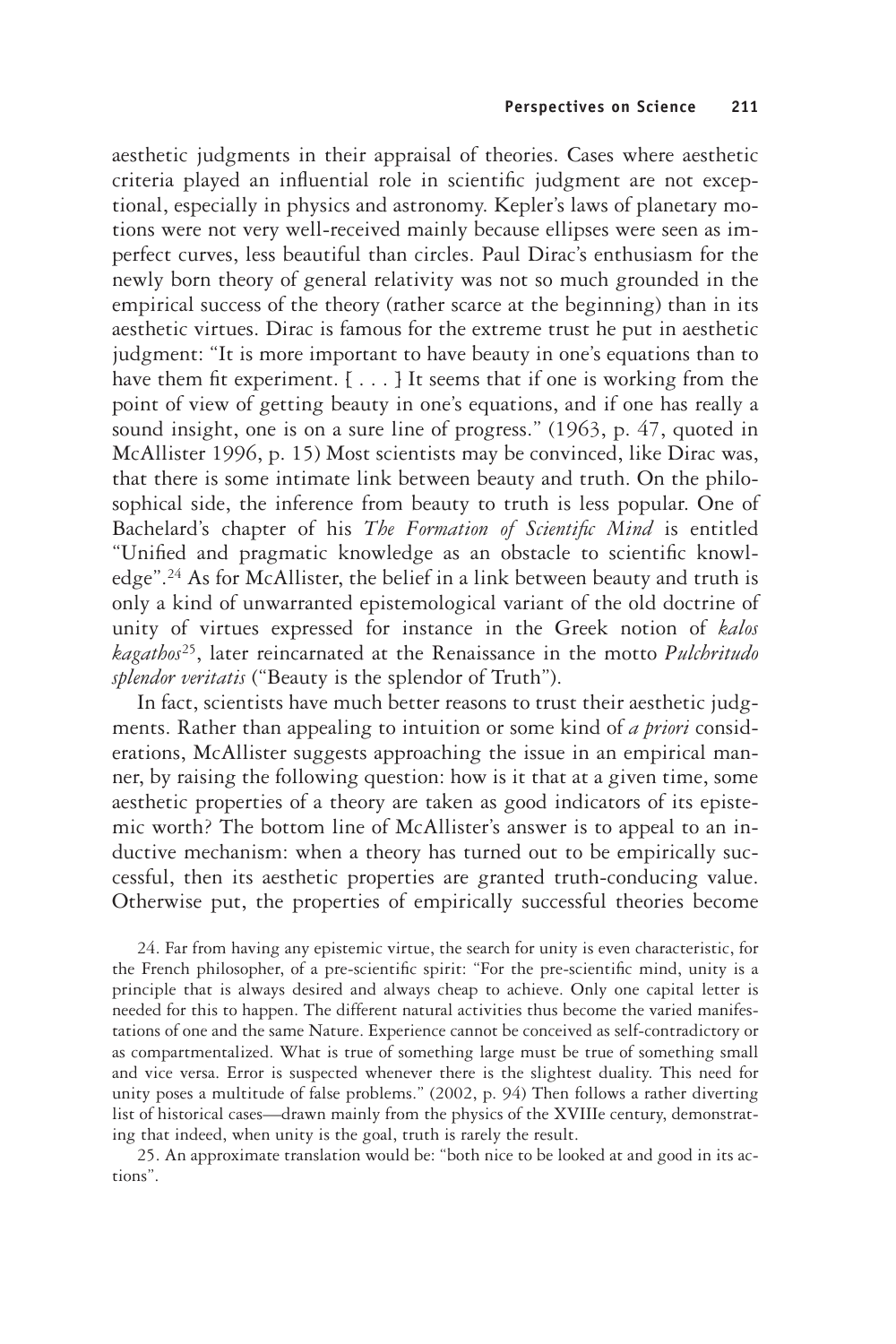aesthetic judgments in their appraisal of theories. Cases where aesthetic criteria played an influential role in scientific judgment are not exceptional, especially in physics and astronomy. Kepler's laws of planetary motions were not very well-received mainly because ellipses were seen as imperfect curves, less beautiful than circles. Paul Dirac's enthusiasm for the newly born theory of general relativity was not so much grounded in the empirical success of the theory (rather scarce at the beginning) than in its aesthetic virtues. Dirac is famous for the extreme trust he put in aesthetic judgment: "It is more important to have beauty in one's equations than to have them fit experiment. [ . . . ] It seems that if one is working from the point of view of getting beauty in one's equations, and if one has really a sound insight, one is on a sure line of progress." (1963, p. 47, quoted in McAllister 1996, p. 15) Most scientists may be convinced, like Dirac was, that there is some intimate link between beauty and truth. On the philosophical side, the inference from beauty to truth is less popular. One of Bachelard's chapter of his *The Formation of Scientific Mind* is entitled "Unified and pragmatic knowledge as an obstacle to scientific knowledge".[24] As for McAllister, the belief in a link between beauty and truth is only a kind of unwarranted epistemological variant of the old doctrine of unity of virtues expressed for instance in the Greek notion of *kalos kagathos*[25], later reincarnated at the Renaissance in the motto *Pulchritudo splendor veritatis* ("Beauty is the splendor of Truth").

In fact, scientists have much better reasons to trust their aesthetic judgments. Rather than appealing to intuition or some kind of *a priori* considerations, McAllister suggests approaching the issue in an empirical manner, by raising the following question: how is it that at a given time, some aesthetic properties of a theory are taken as good indicators of its epistemic worth? The bottom line of McAllister's answer is to appeal to an inductive mechanism: when a theory has turned out to be empirically successful, then its aesthetic properties are granted truth-conducing value. Otherwise put, the properties of empirically successful theories become

24. Far from having any epistemic virtue, the search for unity is even characteristic, for the French philosopher, of a pre-scientific spirit: "For the pre-scientific mind, unity is a principle that is always desired and always cheap to achieve. Only one capital letter is needed for this to happen. The different natural activities thus become the varied manifestations of one and the same Nature. Experience cannot be conceived as self-contradictory or as compartmentalized. What is true of something large must be true of something small and vice versa. Error is suspected whenever there is the slightest duality. This need for unity poses a multitude of false problems." (2002, p. 94) Then follows a rather diverting list of historical cases—drawn mainly from the physics of the XVIIIe century, demonstrating that indeed, when unity is the goal, truth is rarely the result.

25. An approximate translation would be: "both nice to be looked at and good in its actions".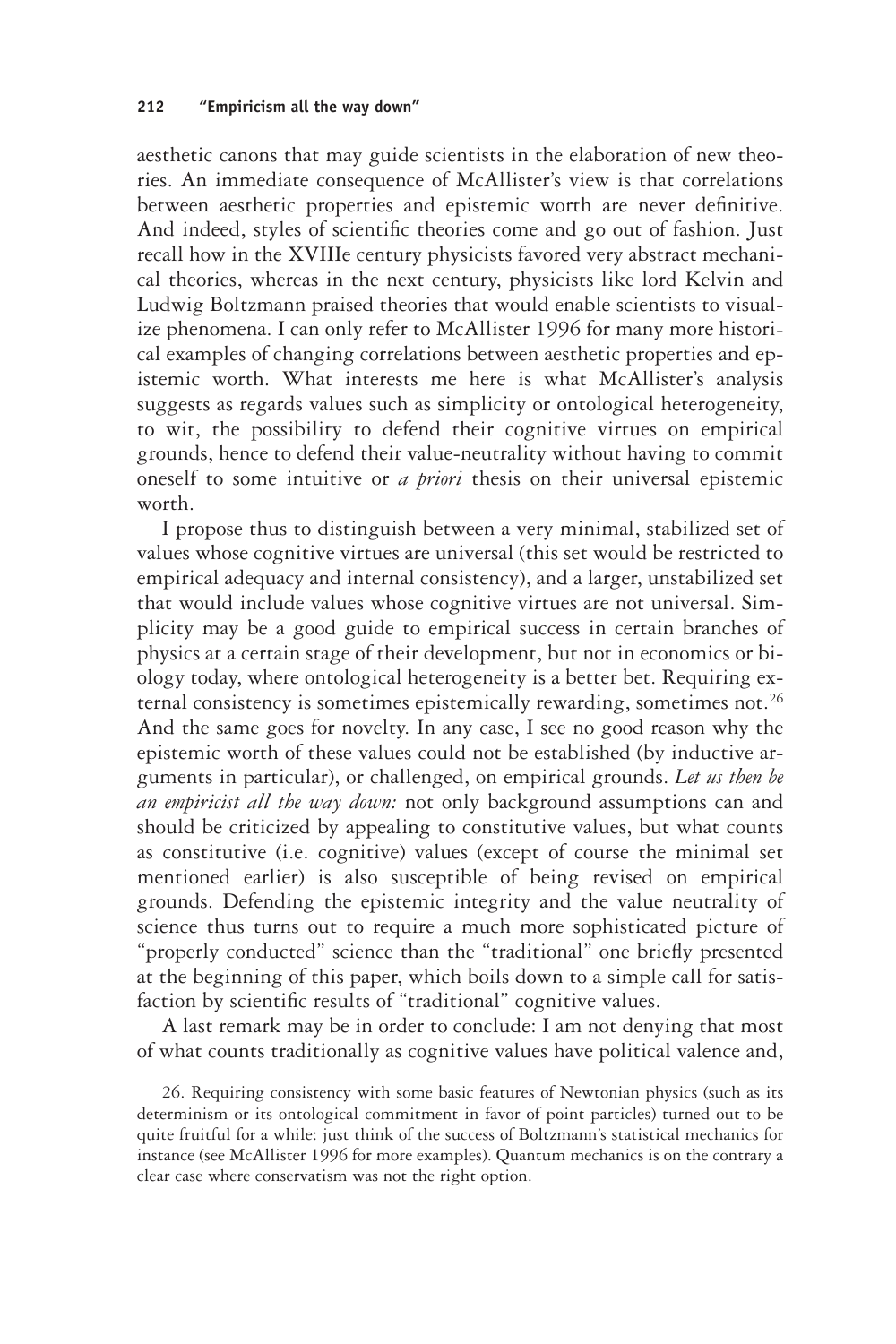aesthetic canons that may guide scientists in the elaboration of new theories. An immediate consequence of McAllister's view is that correlations between aesthetic properties and epistemic worth are never definitive. And indeed, styles of scientific theories come and go out of fashion. Just recall how in the XVIIIe century physicists favored very abstract mechanical theories, whereas in the next century, physicists like lord Kelvin and Ludwig Boltzmann praised theories that would enable scientists to visualize phenomena. I can only refer to McAllister 1996 for many more historical examples of changing correlations between aesthetic properties and epistemic worth. What interests me here is what McAllister's analysis suggests as regards values such as simplicity or ontological heterogeneity, to wit, the possibility to defend their cognitive virtues on empirical grounds, hence to defend their value-neutrality without having to commit oneself to some intuitive or *a priori* thesis on their universal epistemic worth.

I propose thus to distinguish between a very minimal, stabilized set of values whose cognitive virtues are universal (this set would be restricted to empirical adequacy and internal consistency), and a larger, unstabilized set that would include values whose cognitive virtues are not universal. Simplicity may be a good guide to empirical success in certain branches of physics at a certain stage of their development, but not in economics or biology today, where ontological heterogeneity is a better bet. Requiring external consistency is sometimes epistemically rewarding, sometimes not.[26] And the same goes for novelty. In any case, I see no good reason why the epistemic worth of these values could not be established (by inductive arguments in particular), or challenged, on empirical grounds. *Let us then be an empiricist all the way down:* not only background assumptions can and should be criticized by appealing to constitutive values, but what counts as constitutive (i.e. cognitive) values (except of course the minimal set mentioned earlier) is also susceptible of being revised on empirical grounds. Defending the epistemic integrity and the value neutrality of science thus turns out to require a much more sophisticated picture of "properly conducted" science than the "traditional" one briefly presented at the beginning of this paper, which boils down to a simple call for satisfaction by scientific results of "traditional" cognitive values.

A last remark may be in order to conclude: I am not denying that most of what counts traditionally as cognitive values have political valence and,

26. Requiring consistency with some basic features of Newtonian physics (such as its determinism or its ontological commitment in favor of point particles) turned out to be quite fruitful for a while: just think of the success of Boltzmann's statistical mechanics for instance (see McAllister 1996 for more examples). Quantum mechanics is on the contrary a clear case where conservatism was not the right option.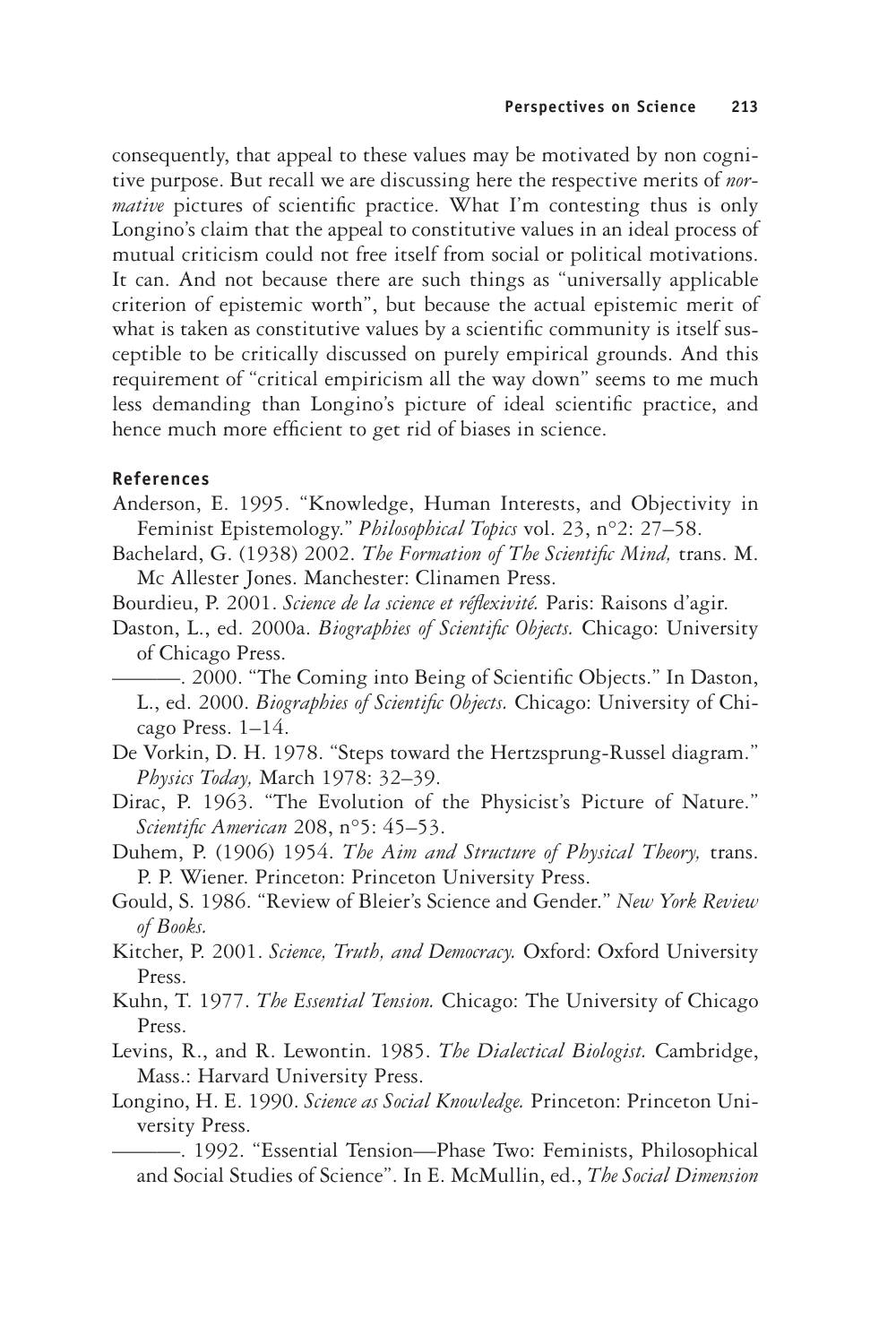consequently, that appeal to these values may be motivated by non cognitive purpose. But recall we are discussing here the respective merits of *normative* pictures of scientific practice. What I'm contesting thus is only Longino's claim that the appeal to constitutive values in an ideal process of mutual criticism could not free itself from social or political motivations. It can. And not because there are such things as "universally applicable criterion of epistemic worth", but because the actual epistemic merit of what is taken as constitutive values by a scientific community is itself susceptible to be critically discussed on purely empirical grounds. And this requirement of "critical empiricism all the way down" seems to me much less demanding than Longino's picture of ideal scientific practice, and hence much more efficient to get rid of biases in science.

## References

Anderson, E. 1995. "Knowledge, Human Interests, and Objectivity in Feminist Epistemology." *Philosophical Topics* vol. 23, n°2: 27–58.

Bachelard, G. (1938) 2002. *The Formation of The Scientific Mind,* trans. M. Mc Allester Jones. Manchester: Clinamen Press.

Bourdieu, P. 2001. *Science de la science et réflexivité.* Paris: Raisons d'agir.

Daston, L., ed. 2000a. *Biographies of Scientific Objects.* Chicago: University of Chicago Press.

———. 2000. "The Coming into Being of Scientific Objects." In Daston, L., ed. 2000. *Biographies of Scientific Objects.* Chicago: University of Chicago Press. 1–14.

De Vorkin, D. H. 1978. "Steps toward the Hertzsprung-Russel diagram." *Physics Today,* March 1978: 32–39.

Dirac, P. 1963. "The Evolution of the Physicist's Picture of Nature." *Scientific American* 208, n°5: 45–53.

Duhem, P. (1906) 1954. *The Aim and Structure of Physical Theory,* trans. P. P. Wiener. Princeton: Princeton University Press.

Gould, S. 1986. "Review of Bleier's Science and Gender." *New York Review of Books.*

Kitcher, P. 2001. *Science, Truth, and Democracy.* Oxford: Oxford University Press.

Kuhn, T. 1977. *The Essential Tension.* Chicago: The University of Chicago Press.

Levins, R., and R. Lewontin. 1985. *The Dialectical Biologist.* Cambridge, Mass.: Harvard University Press.

Longino, H. E. 1990. *Science as Social Knowledge.* Princeton: Princeton University Press.

———. 1992. "Essential Tension—Phase Two: Feminists, Philosophical and Social Studies of Science". In E. McMullin, ed., *The Social Dimension*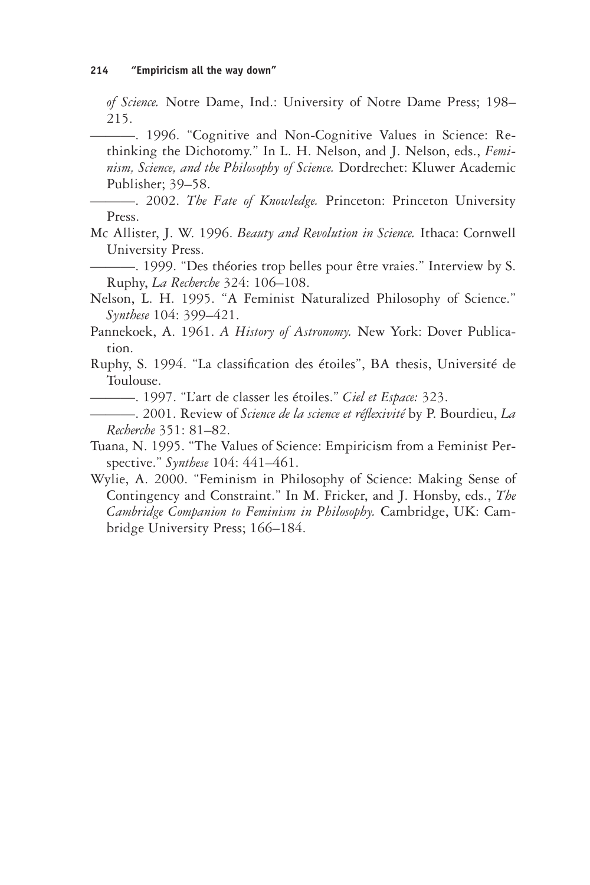*of Science.* Notre Dame, Ind.: University of Notre Dame Press; 198–215.

———. 1996. "Cognitive and Non-Cognitive Values in Science: Rethinking the Dichotomy." In L. H. Nelson, and J. Nelson, eds., *Feminism, Science, and the Philosophy of Science.* Dordrechet: Kluwer Academic Publisher; 39–58.

———. 2002. *The Fate of Knowledge.* Princeton: Princeton University Press.

Mc Allister, J. W. 1996. *Beauty and Revolution in Science.* Ithaca: Cornwell University Press.

———. 1999. "Des théories trop belles pour être vraies." Interview by S. Ruphy, *La Recherche* 324: 106–108.

Nelson, L. H. 1995. "A Feminist Naturalized Philosophy of Science." *Synthese* 104: 399–421.

Pannekoek, A. 1961. *A History of Astronomy.* New York: Dover Publication.

Ruphy, S. 1994. "La classification des étoiles", BA thesis, Université de Toulouse.

———. 1997. "L'art de classer les étoiles." *Ciel et Espace:* 323.

———. 2001. Review of *Science de la science et réflexivité* by P. Bourdieu, *La Recherche* 351: 81–82.

Tuana, N. 1995. "The Values of Science: Empiricism from a Feminist Perspective." *Synthese* 104: 441–461.

Wylie, A. 2000. "Feminism in Philosophy of Science: Making Sense of Contingency and Constraint." In M. Fricker, and J. Honsby, eds., *The Cambridge Companion to Feminism in Philosophy.* Cambridge, UK: Cambridge University Press; 166–184.